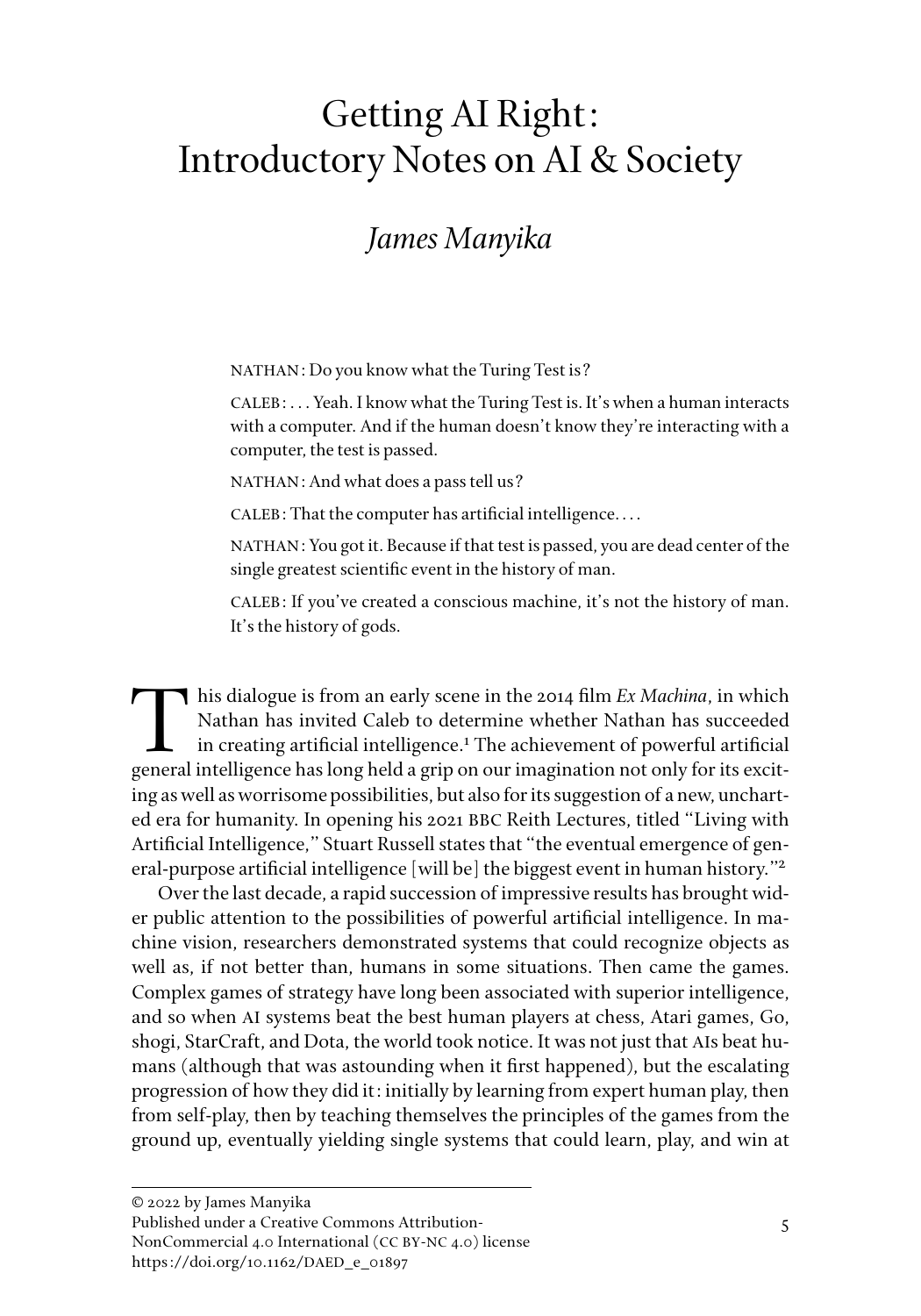# Getting AI Right: Introductory Notes on AI & Society

## *James Manyika*

> NATHAN: Do you know what the Turing Test is?
>
> CALEB: . . . Yeah. I know what the Turing Test is. It's when a human interacts with a computer. And if the human doesn't know they're interacting with a computer, the test is passed.
>
> NATHAN: And what does a pass tell us?
>
> CALEB: That the computer has artificial intelligence. . . .
>
> NATHAN: You got it. Because if that test is passed, you are dead center of the single greatest scientific event in the history of man.
>
> CALEB: If you've created a conscious machine, it's not the history of man. It's the history of gods.

This dialogue is from an early scene in the 2014 film *Ex Machina*, in which Nathan has invited Caleb to determine whether Nathan has succeeded in creating artificial intelligence.[1] The achievement of powerful artificial general intelligence has long held a grip on our imagination not only for its exciting as well as worrisome possibilities, but also for its suggestion of a new, uncharted era for humanity. In opening his 2021 BBC Reith Lectures, titled "Living with Artificial Intelligence," Stuart Russell states that "the eventual emergence of general-purpose artificial intelligence [will be] the biggest event in human history."[2]

Over the last decade, a rapid succession of impressive results has brought wider public attention to the possibilities of powerful artificial intelligence. In machine vision, researchers demonstrated systems that could recognize objects as well as, if not better than, humans in some situations. Then came the games. Complex games of strategy have long been associated with superior intelligence, and so when AI systems beat the best human players at chess, Atari games, Go, shogi, StarCraft, and Dota, the world took notice. It was not just that AIs beat humans (although that was astounding when it first happened), but the escalating progression of how they did it: initially by learning from expert human play, then from self-play, then by teaching themselves the principles of the games from the ground up, eventually yielding single systems that could learn, play, and win at

© 2022 by James Manyika
Published under a Creative Commons Attribution-NonCommercial 4.0 International (CC BY-NC 4.0) license
https://doi.org/10.1162/DAED_e_01897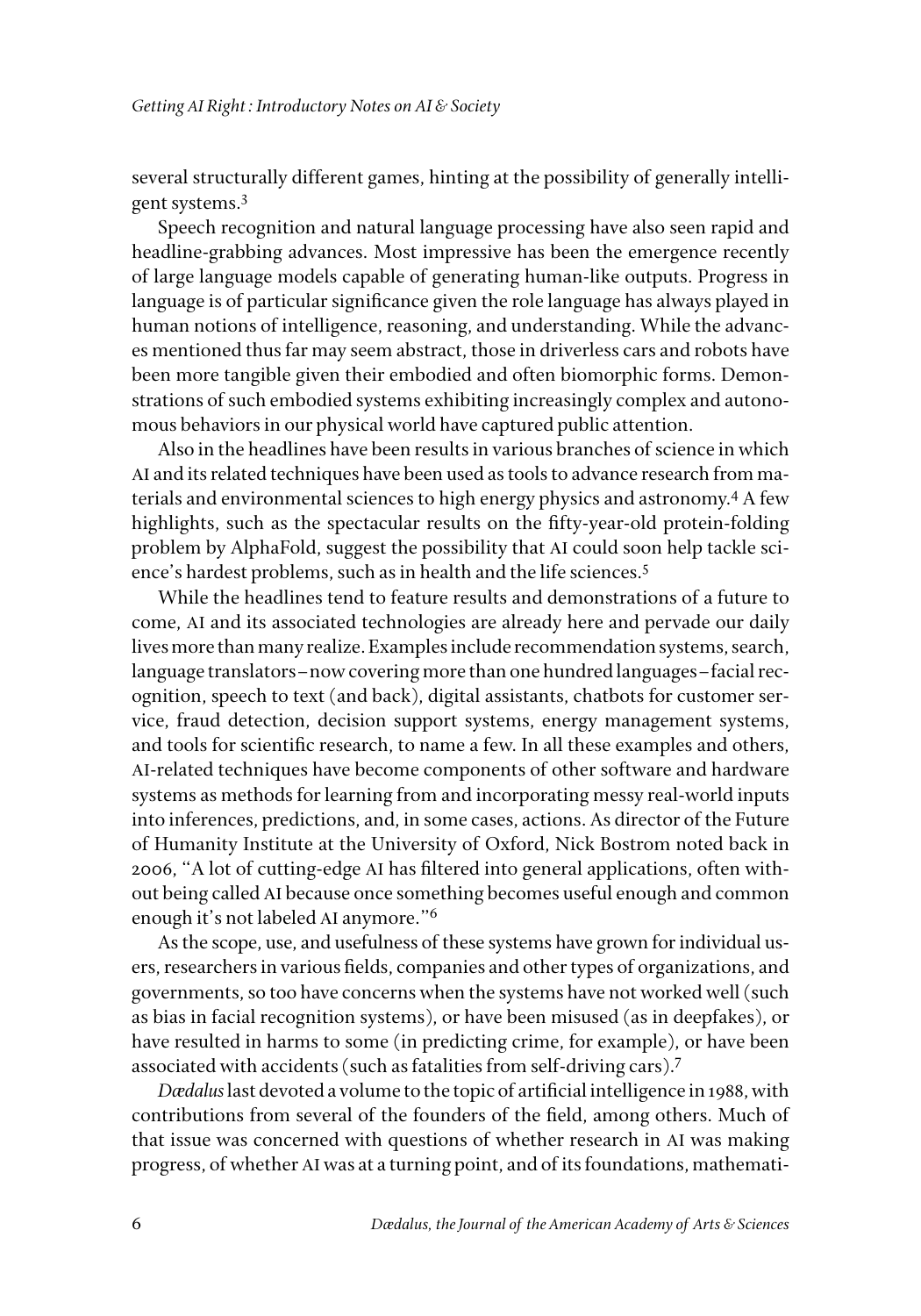several structurally different games, hinting at the possibility of generally intelligent systems.[3]

Speech recognition and natural language processing have also seen rapid and headline-grabbing advances. Most impressive has been the emergence recently of large language models capable of generating human-like outputs. Progress in language is of particular significance given the role language has always played in human notions of intelligence, reasoning, and understanding. While the advances mentioned thus far may seem abstract, those in driverless cars and robots have been more tangible given their embodied and often biomorphic forms. Demonstrations of such embodied systems exhibiting increasingly complex and autonomous behaviors in our physical world have captured public attention.

Also in the headlines have been results in various branches of science in which AI and its related techniques have been used as tools to advance research from materials and environmental sciences to high energy physics and astronomy.[4] A few highlights, such as the spectacular results on the fifty-year-old protein-folding problem by AlphaFold, suggest the possibility that AI could soon help tackle science's hardest problems, such as in health and the life sciences.[5]

While the headlines tend to feature results and demonstrations of a future to come, AI and its associated technologies are already here and pervade our daily lives more than many realize. Examples include recommendation systems, search, language translators – now covering more than one hundred languages – facial recognition, speech to text (and back), digital assistants, chatbots for customer service, fraud detection, decision support systems, energy management systems, and tools for scientific research, to name a few. In all these examples and others, AI-related techniques have become components of other software and hardware systems as methods for learning from and incorporating messy real-world inputs into inferences, predictions, and, in some cases, actions. As director of the Future of Humanity Institute at the University of Oxford, Nick Bostrom noted back in 2006, "A lot of cutting-edge AI has filtered into general applications, often without being called AI because once something becomes useful enough and common enough it's not labeled AI anymore."[6]

As the scope, use, and usefulness of these systems have grown for individual users, researchers in various fields, companies and other types of organizations, and governments, so too have concerns when the systems have not worked well (such as bias in facial recognition systems), or have been misused (as in deepfakes), or have resulted in harms to some (in predicting crime, for example), or have been associated with accidents (such as fatalities from self-driving cars).[7]

*Dædalus* last devoted a volume to the topic of artificial intelligence in 1988, with contributions from several of the founders of the field, among others. Much of that issue was concerned with questions of whether research in AI was making progress, of whether AI was at a turning point, and of its foundations, mathemati-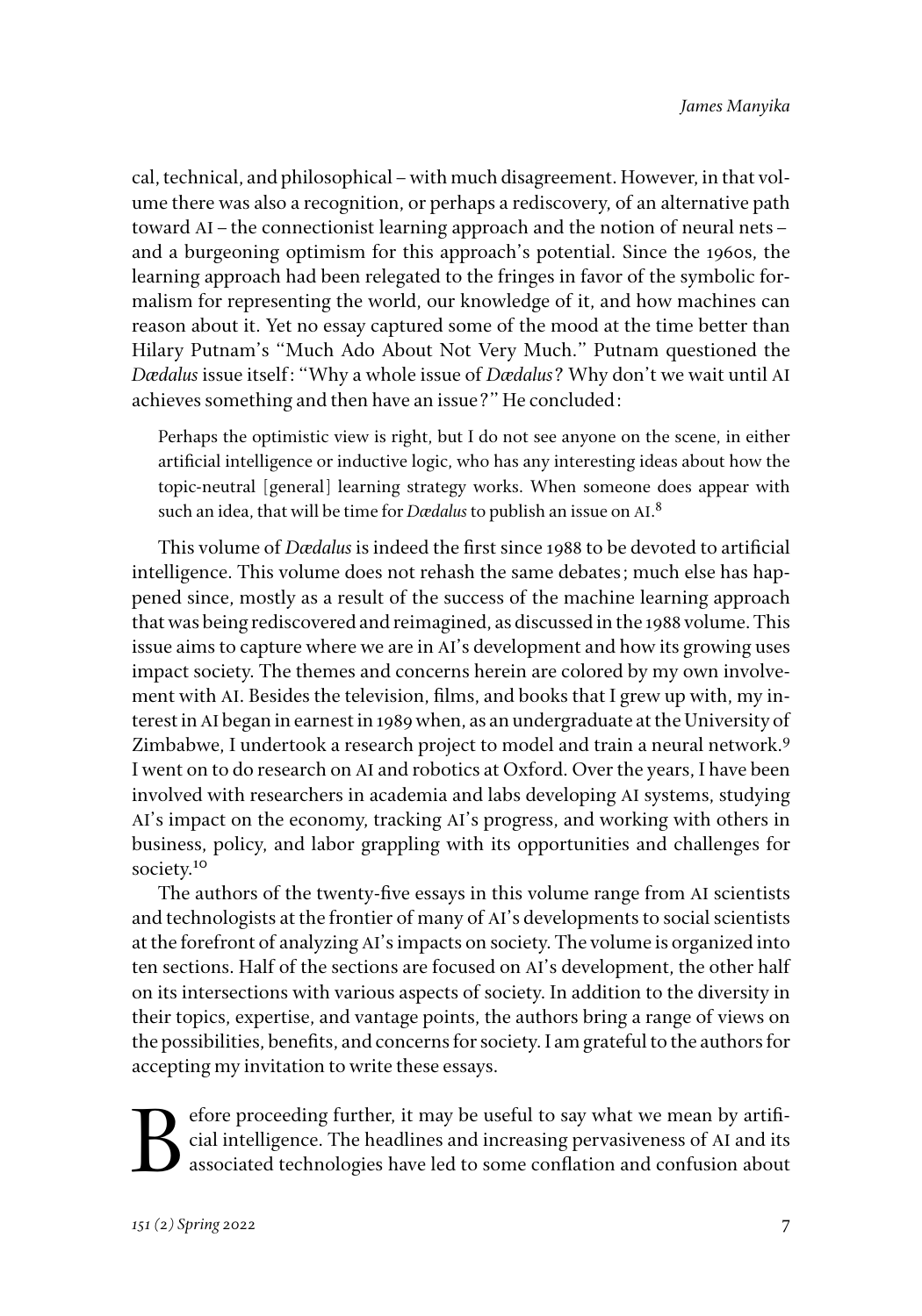cal, technical, and philosophical – with much disagreement. However, in that volume there was also a recognition, or perhaps a rediscovery, of an alternative path toward AI – the connectionist learning approach and the notion of neural nets – and a burgeoning optimism for this approach's potential. Since the 1960s, the learning approach had been relegated to the fringes in favor of the symbolic formalism for representing the world, our knowledge of it, and how machines can reason about it. Yet no essay captured some of the mood at the time better than Hilary Putnam's "Much Ado About Not Very Much." Putnam questioned the *Dædalus* issue itself: "Why a whole issue of *Dædalus*? Why don't we wait until AI achieves something and then have an issue?" He concluded:

> Perhaps the optimistic view is right, but I do not see anyone on the scene, in either artificial intelligence or inductive logic, who has any interesting ideas about how the topic-neutral [general] learning strategy works. When someone does appear with such an idea, that will be time for *Dædalus* to publish an issue on AI.[8]

This volume of *Dædalus* is indeed the first since 1988 to be devoted to artificial intelligence. This volume does not rehash the same debates; much else has happened since, mostly as a result of the success of the machine learning approach that was being rediscovered and reimagined, as discussed in the 1988 volume. This issue aims to capture where we are in AI's development and how its growing uses impact society. The themes and concerns herein are colored by my own involvement with AI. Besides the television, films, and books that I grew up with, my interest in AI began in earnest in 1989 when, as an undergraduate at the University of Zimbabwe, I undertook a research project to model and train a neural network.[9] I went on to do research on AI and robotics at Oxford. Over the years, I have been involved with researchers in academia and labs developing AI systems, studying AI's impact on the economy, tracking AI's progress, and working with others in business, policy, and labor grappling with its opportunities and challenges for society.[10]

The authors of the twenty-five essays in this volume range from AI scientists and technologists at the frontier of many of AI's developments to social scientists at the forefront of analyzing AI's impacts on society. The volume is organized into ten sections. Half of the sections are focused on AI's development, the other half on its intersections with various aspects of society. In addition to the diversity in their topics, expertise, and vantage points, the authors bring a range of views on the possibilities, benefits, and concerns for society. I am grateful to the authors for accepting my invitation to write these essays.

Before proceeding further, it may be useful to say what we mean by artificial intelligence. The headlines and increasing pervasiveness of AI and its associated technologies have led to some conflation and confusion about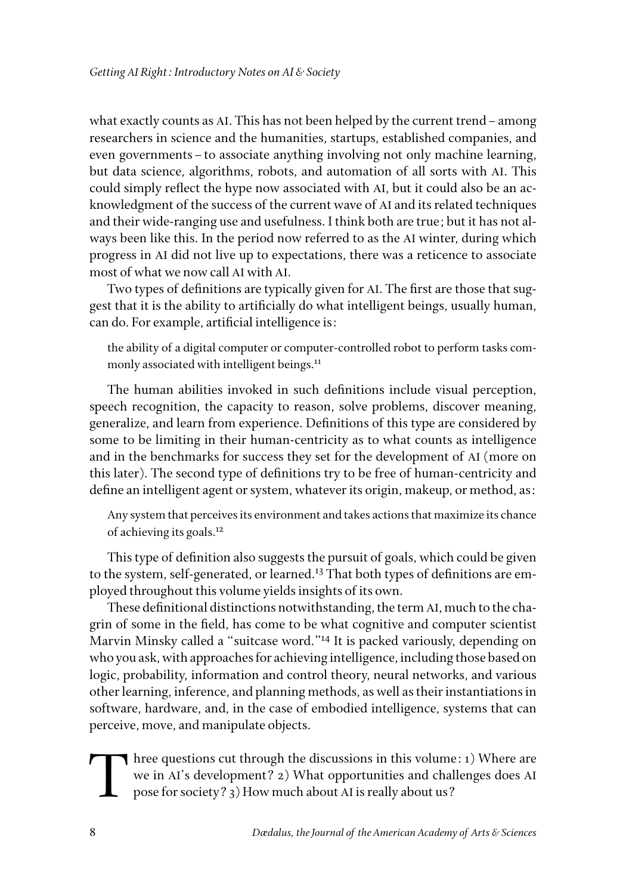what exactly counts as AI. This has not been helped by the current trend – among researchers in science and the humanities, startups, established companies, and even governments – to associate anything involving not only machine learning, but data science, algorithms, robots, and automation of all sorts with AI. This could simply reflect the hype now associated with AI, but it could also be an acknowledgment of the success of the current wave of AI and its related techniques and their wide-ranging use and usefulness. I think both are true; but it has not always been like this. In the period now referred to as the AI winter, during which progress in AI did not live up to expectations, there was a reticence to associate most of what we now call AI with AI.

Two types of definitions are typically given for AI. The first are those that suggest that it is the ability to artificially do what intelligent beings, usually human, can do. For example, artificial intelligence is:

> the ability of a digital computer or computer-controlled robot to perform tasks commonly associated with intelligent beings.[11]

The human abilities invoked in such definitions include visual perception, speech recognition, the capacity to reason, solve problems, discover meaning, generalize, and learn from experience. Definitions of this type are considered by some to be limiting in their human-centricity as to what counts as intelligence and in the benchmarks for success they set for the development of AI (more on this later). The second type of definitions try to be free of human-centricity and define an intelligent agent or system, whatever its origin, makeup, or method, as:

> Any system that perceives its environment and takes actions that maximize its chance of achieving its goals.[12]

This type of definition also suggests the pursuit of goals, which could be given to the system, self-generated, or learned.[13] That both types of definitions are employed throughout this volume yields insights of its own.

These definitional distinctions notwithstanding, the term AI, much to the chagrin of some in the field, has come to be what cognitive and computer scientist Marvin Minsky called a "suitcase word."[14] It is packed variously, depending on who you ask, with approaches for achieving intelligence, including those based on logic, probability, information and control theory, neural networks, and various other learning, inference, and planning methods, as well as their instantiations in software, hardware, and, in the case of embodied intelligence, systems that can perceive, move, and manipulate objects.

Three questions cut through the discussions in this volume: 1) Where are we in AI's development? 2) What opportunities and challenges does AI pose for society? 3) How much about AI is really about us?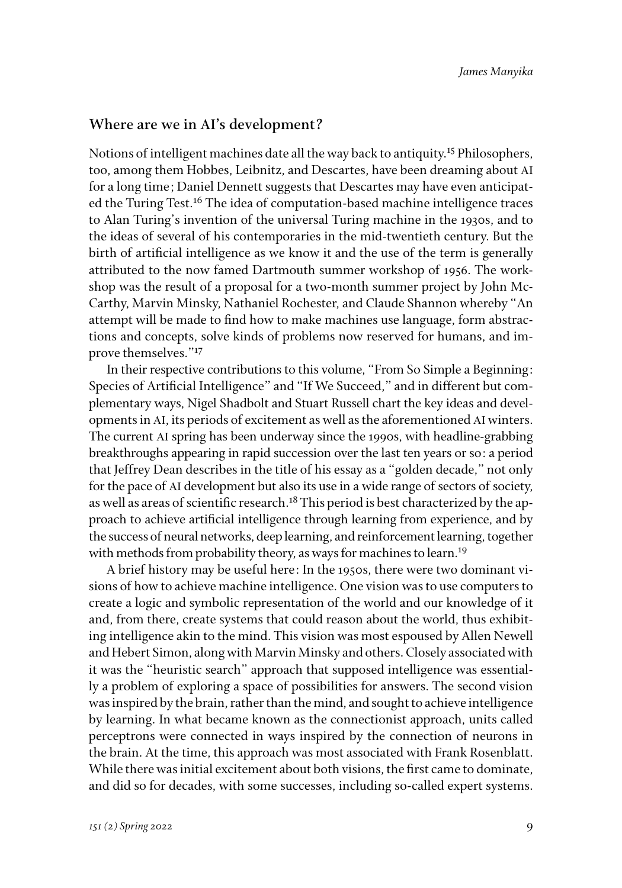## Where are we in AI's development?

Notions of intelligent machines date all the way back to antiquity.[15] Philosophers, too, among them Hobbes, Leibnitz, and Descartes, have been dreaming about AI for a long time; Daniel Dennett suggests that Descartes may have even anticipated the Turing Test.[16] The idea of computation-based machine intelligence traces to Alan Turing's invention of the universal Turing machine in the 1930s, and to the ideas of several of his contemporaries in the mid-twentieth century. But the birth of artificial intelligence as we know it and the use of the term is generally attributed to the now famed Dartmouth summer workshop of 1956. The workshop was the result of a proposal for a two-month summer project by John McCarthy, Marvin Minsky, Nathaniel Rochester, and Claude Shannon whereby "An attempt will be made to find how to make machines use language, form abstractions and concepts, solve kinds of problems now reserved for humans, and improve themselves."[17]

In their respective contributions to this volume, "From So Simple a Beginning: Species of Artificial Intelligence" and "If We Succeed," and in different but complementary ways, Nigel Shadbolt and Stuart Russell chart the key ideas and developments in AI, its periods of excitement as well as the aforementioned AI winters. The current AI spring has been underway since the 1990s, with headline-grabbing breakthroughs appearing in rapid succession over the last ten years or so: a period that Jeffrey Dean describes in the title of his essay as a "golden decade," not only for the pace of AI development but also its use in a wide range of sectors of society, as well as areas of scientific research.[18] This period is best characterized by the approach to achieve artificial intelligence through learning from experience, and by the success of neural networks, deep learning, and reinforcement learning, together with methods from probability theory, as ways for machines to learn.[19]

A brief history may be useful here: In the 1950s, there were two dominant visions of how to achieve machine intelligence. One vision was to use computers to create a logic and symbolic representation of the world and our knowledge of it and, from there, create systems that could reason about the world, thus exhibiting intelligence akin to the mind. This vision was most espoused by Allen Newell and Hebert Simon, along with Marvin Minsky and others. Closely associated with it was the "heuristic search" approach that supposed intelligence was essentially a problem of exploring a space of possibilities for answers. The second vision was inspired by the brain, rather than the mind, and sought to achieve intelligence by learning. In what became known as the connectionist approach, units called perceptrons were connected in ways inspired by the connection of neurons in the brain. At the time, this approach was most associated with Frank Rosenblatt. While there was initial excitement about both visions, the first came to dominate, and did so for decades, with some successes, including so-called expert systems.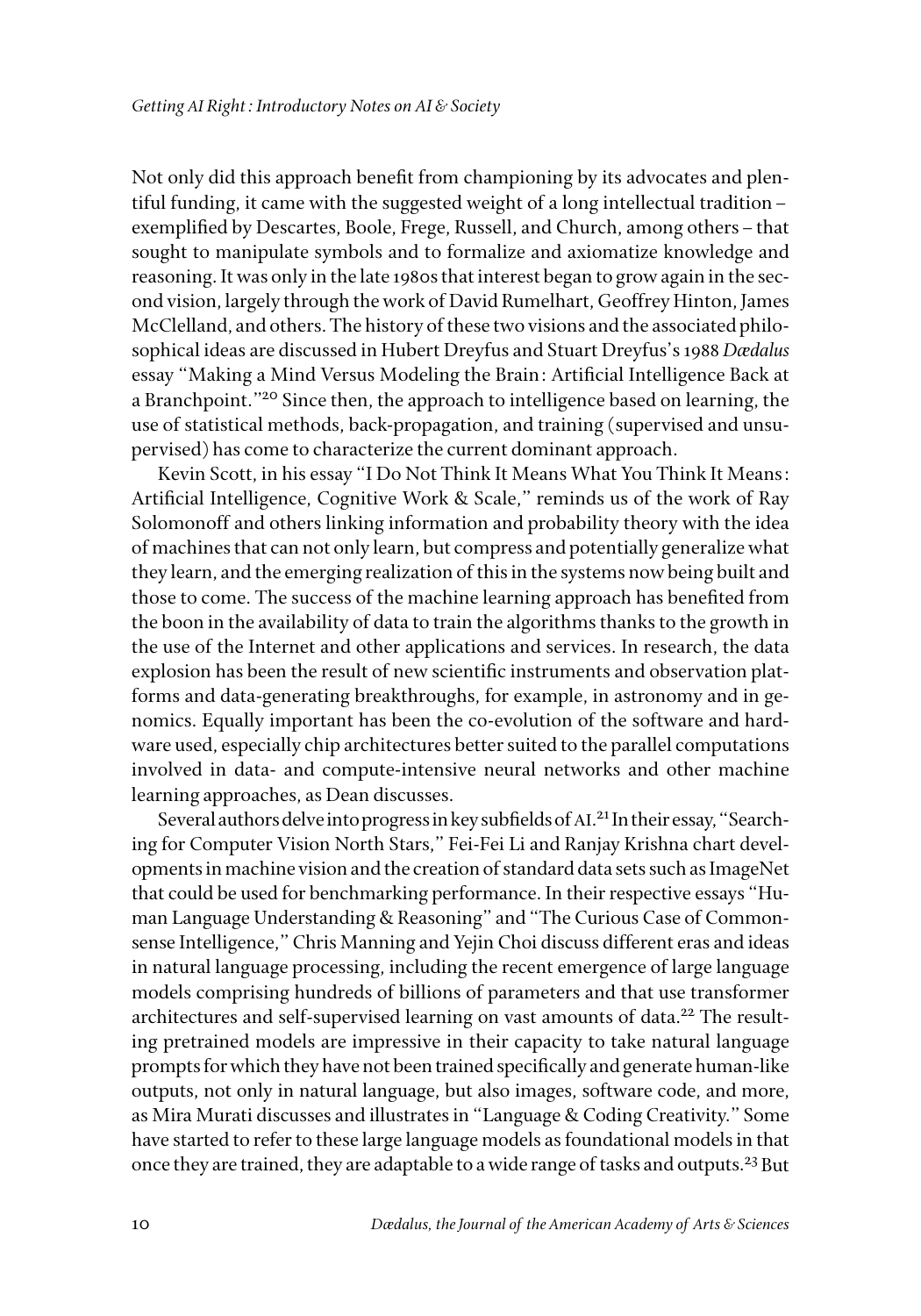Not only did this approach benefit from championing by its advocates and plentiful funding, it came with the suggested weight of a long intellectual tradition – exemplified by Descartes, Boole, Frege, Russell, and Church, among others – that sought to manipulate symbols and to formalize and axiomatize knowledge and reasoning. It was only in the late 1980s that interest began to grow again in the second vision, largely through the work of David Rumelhart, Geoffrey Hinton, James McClelland, and others. The history of these two visions and the associated philosophical ideas are discussed in Hubert Dreyfus and Stuart Dreyfus's 1988 *Dædalus* essay "Making a Mind Versus Modeling the Brain: Artificial Intelligence Back at a Branchpoint."[20] Since then, the approach to intelligence based on learning, the use of statistical methods, back-propagation, and training (supervised and unsupervised) has come to characterize the current dominant approach.

Kevin Scott, in his essay "I Do Not Think It Means What You Think It Means: Artificial Intelligence, Cognitive Work & Scale," reminds us of the work of Ray Solomonoff and others linking information and probability theory with the idea of machines that can not only learn, but compress and potentially generalize what they learn, and the emerging realization of this in the systems now being built and those to come. The success of the machine learning approach has benefited from the boon in the availability of data to train the algorithms thanks to the growth in the use of the Internet and other applications and services. In research, the data explosion has been the result of new scientific instruments and observation platforms and data-generating breakthroughs, for example, in astronomy and in genomics. Equally important has been the co-evolution of the software and hardware used, especially chip architectures better suited to the parallel computations involved in data- and compute-intensive neural networks and other machine learning approaches, as Dean discusses.

Several authors delve into progress in key subfields of AI.[21] In their essay, "Searching for Computer Vision North Stars," Fei-Fei Li and Ranjay Krishna chart developments in machine vision and the creation of standard data sets such as ImageNet that could be used for benchmarking performance. In their respective essays "Human Language Understanding & Reasoning" and "The Curious Case of Commonsense Intelligence," Chris Manning and Yejin Choi discuss different eras and ideas in natural language processing, including the recent emergence of large language models comprising hundreds of billions of parameters and that use transformer architectures and self-supervised learning on vast amounts of data.[22] The resulting pretrained models are impressive in their capacity to take natural language prompts for which they have not been trained specifically and generate human-like outputs, not only in natural language, but also images, software code, and more, as Mira Murati discusses and illustrates in "Language & Coding Creativity." Some have started to refer to these large language models as foundational models in that once they are trained, they are adaptable to a wide range of tasks and outputs.[23] But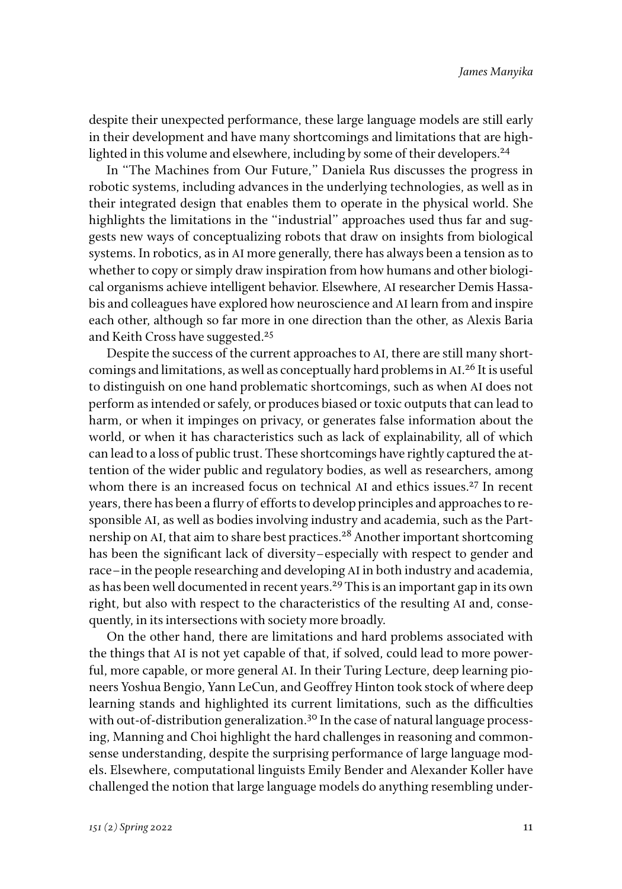despite their unexpected performance, these large language models are still early in their development and have many shortcomings and limitations that are highlighted in this volume and elsewhere, including by some of their developers.[24]

In "The Machines from Our Future," Daniela Rus discusses the progress in robotic systems, including advances in the underlying technologies, as well as in their integrated design that enables them to operate in the physical world. She highlights the limitations in the "industrial" approaches used thus far and suggests new ways of conceptualizing robots that draw on insights from biological systems. In robotics, as in AI more generally, there has always been a tension as to whether to copy or simply draw inspiration from how humans and other biological organisms achieve intelligent behavior. Elsewhere, AI researcher Demis Hassabis and colleagues have explored how neuroscience and AI learn from and inspire each other, although so far more in one direction than the other, as Alexis Baria and Keith Cross have suggested.[25]

Despite the success of the current approaches to AI, there are still many shortcomings and limitations, as well as conceptually hard problems in AI.[26] It is useful to distinguish on one hand problematic shortcomings, such as when AI does not perform as intended or safely, or produces biased or toxic outputs that can lead to harm, or when it impinges on privacy, or generates false information about the world, or when it has characteristics such as lack of explainability, all of which can lead to a loss of public trust. These shortcomings have rightly captured the attention of the wider public and regulatory bodies, as well as researchers, among whom there is an increased focus on technical AI and ethics issues.[27] In recent years, there has been a flurry of efforts to develop principles and approaches to responsible AI, as well as bodies involving industry and academia, such as the Partnership on AI, that aim to share best practices.[28] Another important shortcoming has been the significant lack of diversity–especially with respect to gender and race–in the people researching and developing AI in both industry and academia, as has been well documented in recent years.[29] This is an important gap in its own right, but also with respect to the characteristics of the resulting AI and, consequently, in its intersections with society more broadly.

On the other hand, there are limitations and hard problems associated with the things that AI is not yet capable of that, if solved, could lead to more powerful, more capable, or more general AI. In their Turing Lecture, deep learning pioneers Yoshua Bengio, Yann LeCun, and Geoffrey Hinton took stock of where deep learning stands and highlighted its current limitations, such as the difficulties with out-of-distribution generalization.[30] In the case of natural language processing, Manning and Choi highlight the hard challenges in reasoning and commonsense understanding, despite the surprising performance of large language models. Elsewhere, computational linguists Emily Bender and Alexander Koller have challenged the notion that large language models do anything resembling under-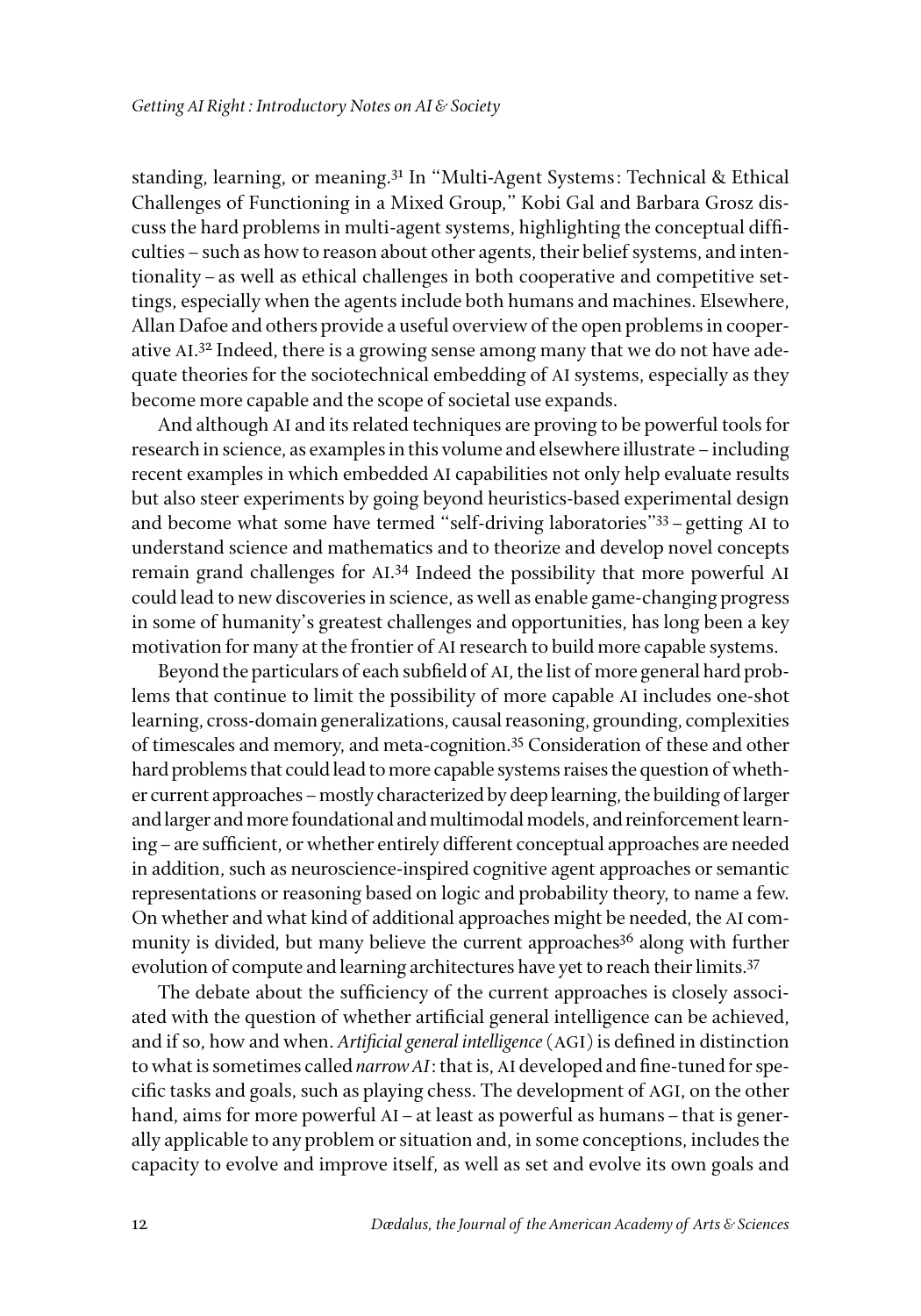standing, learning, or meaning.[31] In "Multi-Agent Systems: Technical & Ethical Challenges of Functioning in a Mixed Group," Kobi Gal and Barbara Grosz discuss the hard problems in multi-agent systems, highlighting the conceptual difficulties – such as how to reason about other agents, their belief systems, and intentionality – as well as ethical challenges in both cooperative and competitive settings, especially when the agents include both humans and machines. Elsewhere, Allan Dafoe and others provide a useful overview of the open problems in cooperative AI.[32] Indeed, there is a growing sense among many that we do not have adequate theories for the sociotechnical embedding of AI systems, especially as they become more capable and the scope of societal use expands.

And although AI and its related techniques are proving to be powerful tools for research in science, as examples in this volume and elsewhere illustrate – including recent examples in which embedded AI capabilities not only help evaluate results but also steer experiments by going beyond heuristics-based experimental design and become what some have termed "self-driving laboratories"[33] – getting AI to understand science and mathematics and to theorize and develop novel concepts remain grand challenges for AI.[34] Indeed the possibility that more powerful AI could lead to new discoveries in science, as well as enable game-changing progress in some of humanity's greatest challenges and opportunities, has long been a key motivation for many at the frontier of AI research to build more capable systems.

Beyond the particulars of each subfield of AI, the list of more general hard problems that continue to limit the possibility of more capable AI includes one-shot learning, cross-domain generalizations, causal reasoning, grounding, complexities of timescales and memory, and meta-cognition.[35] Consideration of these and other hard problems that could lead to more capable systems raises the question of whether current approaches – mostly characterized by deep learning, the building of larger and larger and more foundational and multimodal models, and reinforcement learning – are sufficient, or whether entirely different conceptual approaches are needed in addition, such as neuroscience-inspired cognitive agent approaches or semantic representations or reasoning based on logic and probability theory, to name a few. On whether and what kind of additional approaches might be needed, the AI community is divided, but many believe the current approaches[36] along with further evolution of compute and learning architectures have yet to reach their limits.[37]

The debate about the sufficiency of the current approaches is closely associated with the question of whether artificial general intelligence can be achieved, and if so, how and when. *Artificial general intelligence* (AGI) is defined in distinction to what is sometimes called *narrow AI*: that is, AI developed and fine-tuned for specific tasks and goals, such as playing chess. The development of AGI, on the other hand, aims for more powerful AI – at least as powerful as humans – that is generally applicable to any problem or situation and, in some conceptions, includes the capacity to evolve and improve itself, as well as set and evolve its own goals and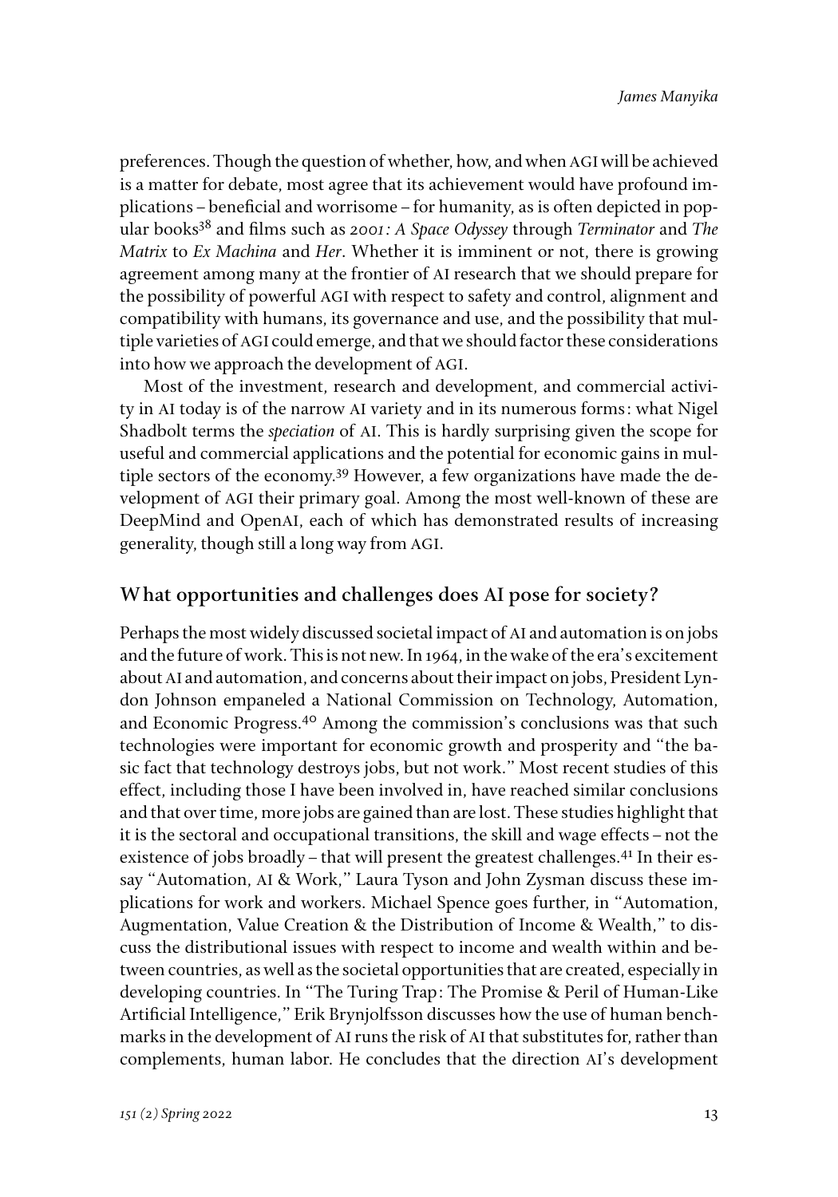preferences. Though the question of whether, how, and when AGI will be achieved is a matter for debate, most agree that its achievement would have profound implications – beneficial and worrisome – for humanity, as is often depicted in popular books[38] and films such as *2001: A Space Odyssey* through *Terminator* and *The Matrix* to *Ex Machina* and *Her*. Whether it is imminent or not, there is growing agreement among many at the frontier of AI research that we should prepare for the possibility of powerful AGI with respect to safety and control, alignment and compatibility with humans, its governance and use, and the possibility that multiple varieties of AGI could emerge, and that we should factor these considerations into how we approach the development of AGI.

Most of the investment, research and development, and commercial activity in AI today is of the narrow AI variety and in its numerous forms: what Nigel Shadbolt terms the *speciation* of AI. This is hardly surprising given the scope for useful and commercial applications and the potential for economic gains in multiple sectors of the economy.[39] However, a few organizations have made the development of AGI their primary goal. Among the most well-known of these are DeepMind and OpenAI, each of which has demonstrated results of increasing generality, though still a long way from AGI.

## What opportunities and challenges does AI pose for society?

Perhaps the most widely discussed societal impact of AI and automation is on jobs and the future of work. This is not new. In 1964, in the wake of the era's excitement about AI and automation, and concerns about their impact on jobs, President Lyndon Johnson empaneled a National Commission on Technology, Automation, and Economic Progress.[40] Among the commission's conclusions was that such technologies were important for economic growth and prosperity and "the basic fact that technology destroys jobs, but not work." Most recent studies of this effect, including those I have been involved in, have reached similar conclusions and that over time, more jobs are gained than are lost. These studies highlight that it is the sectoral and occupational transitions, the skill and wage effects – not the existence of jobs broadly – that will present the greatest challenges.[41] In their essay "Automation, AI & Work," Laura Tyson and John Zysman discuss these implications for work and workers. Michael Spence goes further, in "Automation, Augmentation, Value Creation & the Distribution of Income & Wealth," to discuss the distributional issues with respect to income and wealth within and between countries, as well as the societal opportunities that are created, especially in developing countries. In "The Turing Trap: The Promise & Peril of Human-Like Artificial Intelligence," Erik Brynjolfsson discusses how the use of human benchmarks in the development of AI runs the risk of AI that substitutes for, rather than complements, human labor. He concludes that the direction AI's development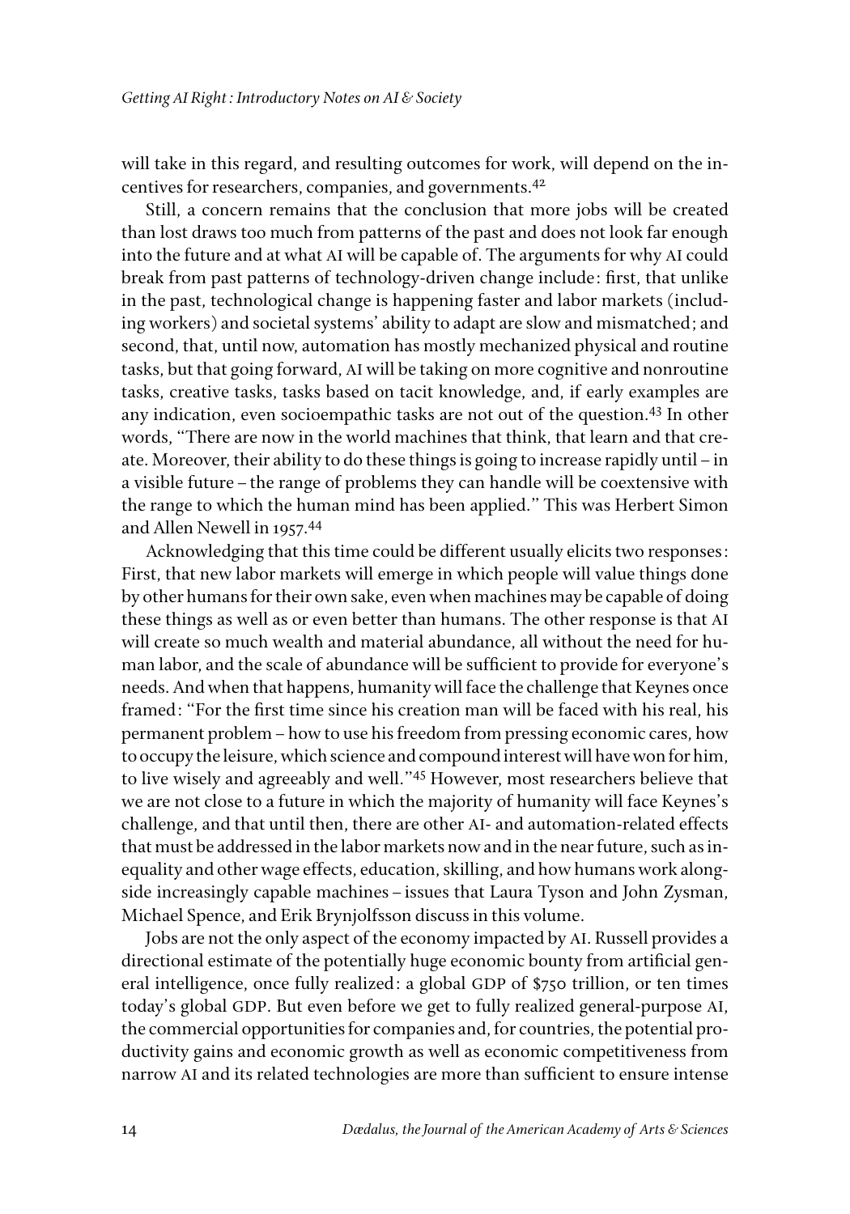will take in this regard, and resulting outcomes for work, will depend on the incentives for researchers, companies, and governments.[42]

Still, a concern remains that the conclusion that more jobs will be created than lost draws too much from patterns of the past and does not look far enough into the future and at what AI will be capable of. The arguments for why AI could break from past patterns of technology-driven change include: first, that unlike in the past, technological change is happening faster and labor markets (including workers) and societal systems' ability to adapt are slow and mismatched; and second, that, until now, automation has mostly mechanized physical and routine tasks, but that going forward, AI will be taking on more cognitive and nonroutine tasks, creative tasks, tasks based on tacit knowledge, and, if early examples are any indication, even socioempathic tasks are not out of the question.[43] In other words, "There are now in the world machines that think, that learn and that create. Moreover, their ability to do these things is going to increase rapidly until – in a visible future – the range of problems they can handle will be coextensive with the range to which the human mind has been applied." This was Herbert Simon and Allen Newell in 1957.[44]

Acknowledging that this time could be different usually elicits two responses: First, that new labor markets will emerge in which people will value things done by other humans for their own sake, even when machines may be capable of doing these things as well as or even better than humans. The other response is that AI will create so much wealth and material abundance, all without the need for human labor, and the scale of abundance will be sufficient to provide for everyone's needs. And when that happens, humanity will face the challenge that Keynes once framed: "For the first time since his creation man will be faced with his real, his permanent problem – how to use his freedom from pressing economic cares, how to occupy the leisure, which science and compound interest will have won for him, to live wisely and agreeably and well."[45] However, most researchers believe that we are not close to a future in which the majority of humanity will face Keynes's challenge, and that until then, there are other AI- and automation-related effects that must be addressed in the labor markets now and in the near future, such as inequality and other wage effects, education, skilling, and how humans work alongside increasingly capable machines – issues that Laura Tyson and John Zysman, Michael Spence, and Erik Brynjolfsson discuss in this volume.

Jobs are not the only aspect of the economy impacted by AI. Russell provides a directional estimate of the potentially huge economic bounty from artificial general intelligence, once fully realized: a global GDP of $750 trillion, or ten times today's global GDP. But even before we get to fully realized general-purpose AI, the commercial opportunities for companies and, for countries, the potential productivity gains and economic growth as well as economic competitiveness from narrow AI and its related technologies are more than sufficient to ensure intense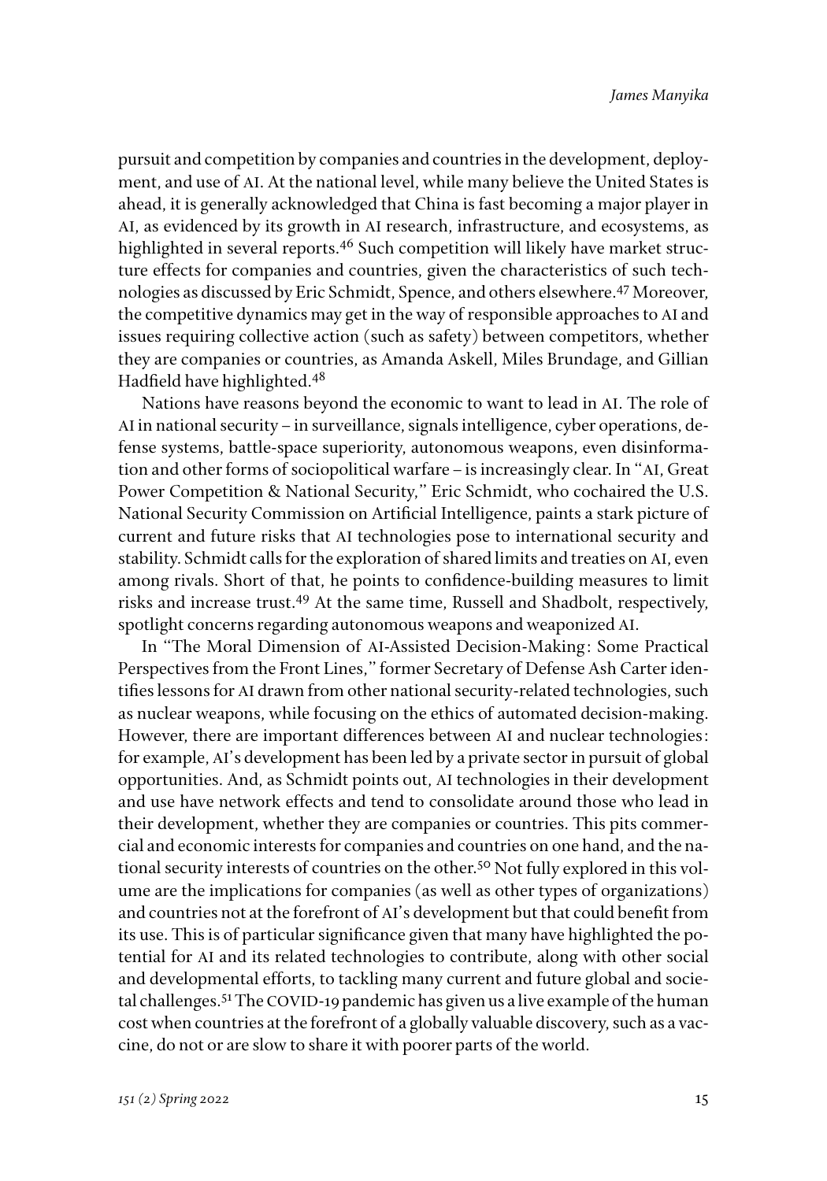pursuit and competition by companies and countries in the development, deployment, and use of AI. At the national level, while many believe the United States is ahead, it is generally acknowledged that China is fast becoming a major player in AI, as evidenced by its growth in AI research, infrastructure, and ecosystems, as highlighted in several reports.[46] Such competition will likely have market structure effects for companies and countries, given the characteristics of such technologies as discussed by Eric Schmidt, Spence, and others elsewhere.[47] Moreover, the competitive dynamics may get in the way of responsible approaches to AI and issues requiring collective action (such as safety) between competitors, whether they are companies or countries, as Amanda Askell, Miles Brundage, and Gillian Hadfield have highlighted.[48]

Nations have reasons beyond the economic to want to lead in AI. The role of AI in national security – in surveillance, signals intelligence, cyber operations, defense systems, battle-space superiority, autonomous weapons, even disinformation and other forms of sociopolitical warfare – is increasingly clear. In "AI, Great Power Competition & National Security," Eric Schmidt, who cochaired the U.S. National Security Commission on Artificial Intelligence, paints a stark picture of current and future risks that AI technologies pose to international security and stability. Schmidt calls for the exploration of shared limits and treaties on AI, even among rivals. Short of that, he points to confidence-building measures to limit risks and increase trust.[49] At the same time, Russell and Shadbolt, respectively, spotlight concerns regarding autonomous weapons and weaponized AI.

In "The Moral Dimension of AI-Assisted Decision-Making: Some Practical Perspectives from the Front Lines," former Secretary of Defense Ash Carter identifies lessons for AI drawn from other national security-related technologies, such as nuclear weapons, while focusing on the ethics of automated decision-making. However, there are important differences between AI and nuclear technologies: for example, AI's development has been led by a private sector in pursuit of global opportunities. And, as Schmidt points out, AI technologies in their development and use have network effects and tend to consolidate around those who lead in their development, whether they are companies or countries. This pits commercial and economic interests for companies and countries on one hand, and the national security interests of countries on the other.[50] Not fully explored in this volume are the implications for companies (as well as other types of organizations) and countries not at the forefront of AI's development but that could benefit from its use. This is of particular significance given that many have highlighted the potential for AI and its related technologies to contribute, along with other social and developmental efforts, to tackling many current and future global and societal challenges.[51] The COVID-19 pandemic has given us a live example of the human cost when countries at the forefront of a globally valuable discovery, such as a vaccine, do not or are slow to share it with poorer parts of the world.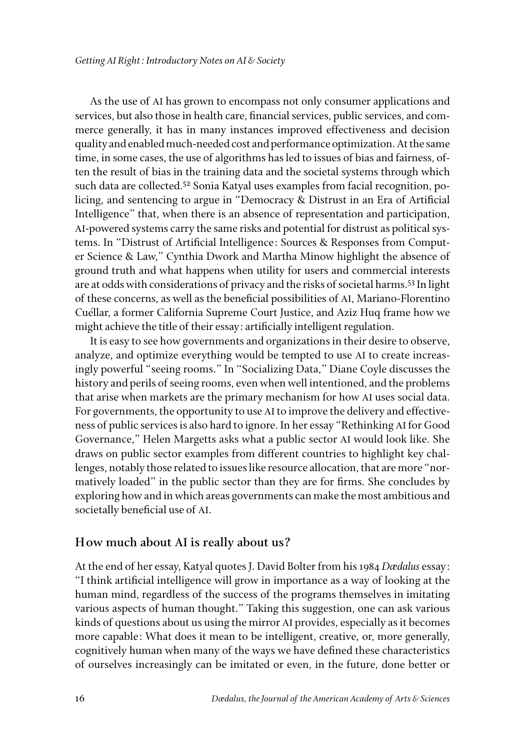As the use of AI has grown to encompass not only consumer applications and services, but also those in health care, financial services, public services, and commerce generally, it has in many instances improved effectiveness and decision quality and enabled much-needed cost and performance optimization. At the same time, in some cases, the use of algorithms has led to issues of bias and fairness, often the result of bias in the training data and the societal systems through which such data are collected.[52] Sonia Katyal uses examples from facial recognition, policing, and sentencing to argue in "Democracy & Distrust in an Era of Artificial Intelligence" that, when there is an absence of representation and participation, AI-powered systems carry the same risks and potential for distrust as political systems. In "Distrust of Artificial Intelligence: Sources & Responses from Computer Science & Law," Cynthia Dwork and Martha Minow highlight the absence of ground truth and what happens when utility for users and commercial interests are at odds with considerations of privacy and the risks of societal harms.[53] In light of these concerns, as well as the beneficial possibilities of AI, Mariano-Florentino Cuéllar, a former California Supreme Court Justice, and Aziz Huq frame how we might achieve the title of their essay: artificially intelligent regulation.

It is easy to see how governments and organizations in their desire to observe, analyze, and optimize everything would be tempted to use AI to create increasingly powerful "seeing rooms." In "Socializing Data," Diane Coyle discusses the history and perils of seeing rooms, even when well intentioned, and the problems that arise when markets are the primary mechanism for how AI uses social data. For governments, the opportunity to use AI to improve the delivery and effectiveness of public services is also hard to ignore. In her essay "Rethinking AI for Good Governance," Helen Margetts asks what a public sector AI would look like. She draws on public sector examples from different countries to highlight key challenges, notably those related to issues like resource allocation, that are more "normatively loaded" in the public sector than they are for firms. She concludes by exploring how and in which areas governments can make the most ambitious and societally beneficial use of AI.

## How much about AI is really about us?

At the end of her essay, Katyal quotes J. David Bolter from his 1984 *Dædalus* essay: "I think artificial intelligence will grow in importance as a way of looking at the human mind, regardless of the success of the programs themselves in imitating various aspects of human thought." Taking this suggestion, one can ask various kinds of questions about us using the mirror AI provides, especially as it becomes more capable: What does it mean to be intelligent, creative, or, more generally, cognitively human when many of the ways we have defined these characteristics of ourselves increasingly can be imitated or even, in the future, done better or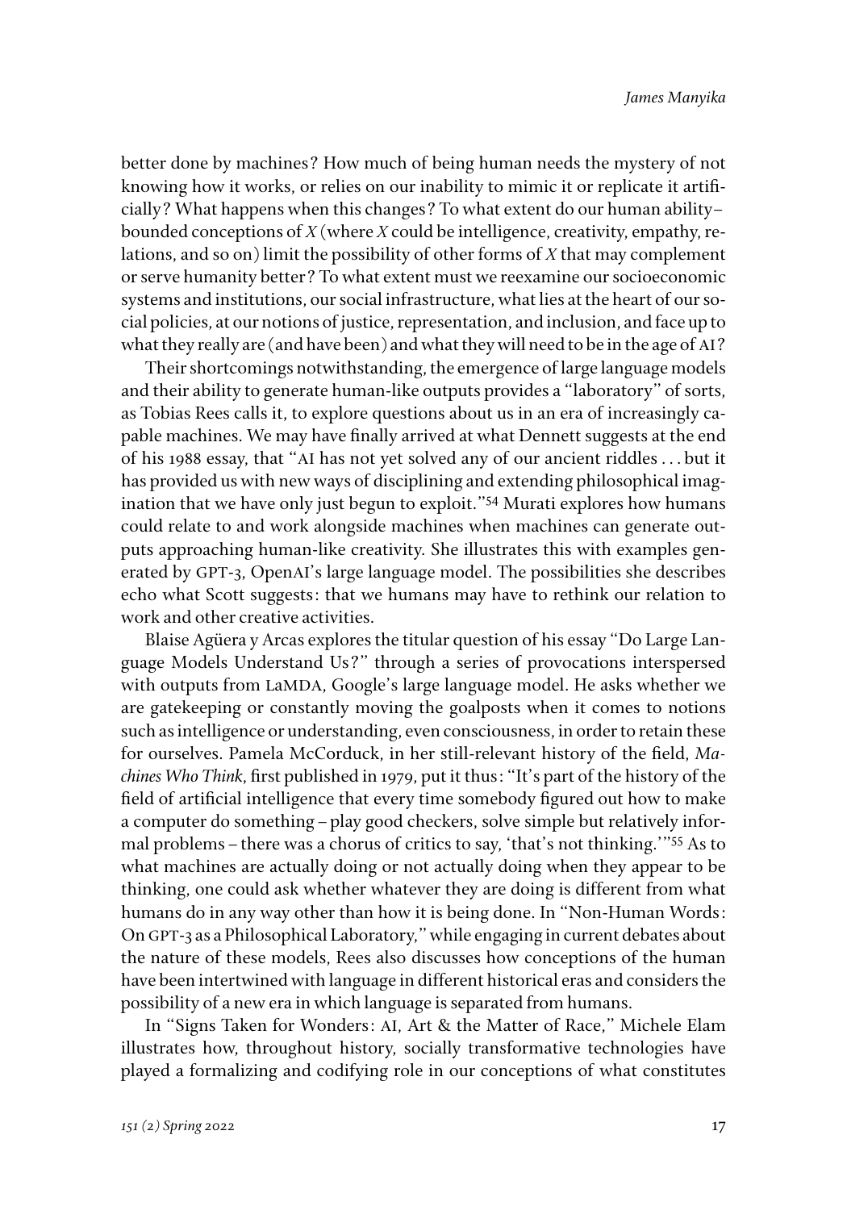better done by machines? How much of being human needs the mystery of not knowing how it works, or relies on our inability to mimic it or replicate it artificially? What happens when this changes? To what extent do our human ability–bounded conceptions of *X* (where *X* could be intelligence, creativity, empathy, relations, and so on) limit the possibility of other forms of *X* that may complement or serve humanity better? To what extent must we reexamine our socioeconomic systems and institutions, our social infrastructure, what lies at the heart of our social policies, at our notions of justice, representation, and inclusion, and face up to what they really are (and have been) and what they will need to be in the age of AI?

Their shortcomings notwithstanding, the emergence of large language models and their ability to generate human-like outputs provides a "laboratory" of sorts, as Tobias Rees calls it, to explore questions about us in an era of increasingly capable machines. We may have finally arrived at what Dennett suggests at the end of his 1988 essay, that "AI has not yet solved any of our ancient riddles . . . but it has provided us with new ways of disciplining and extending philosophical imagination that we have only just begun to exploit."[54] Murati explores how humans could relate to and work alongside machines when machines can generate outputs approaching human-like creativity. She illustrates this with examples generated by GPT-3, OpenAI's large language model. The possibilities she describes echo what Scott suggests: that we humans may have to rethink our relation to work and other creative activities.

Blaise Agüera y Arcas explores the titular question of his essay "Do Large Language Models Understand Us?" through a series of provocations interspersed with outputs from LaMDA, Google's large language model. He asks whether we are gatekeeping or constantly moving the goalposts when it comes to notions such as intelligence or understanding, even consciousness, in order to retain these for ourselves. Pamela McCorduck, in her still-relevant history of the field, *Machines Who Think*, first published in 1979, put it thus: "It's part of the history of the field of artificial intelligence that every time somebody figured out how to make a computer do something – play good checkers, solve simple but relatively informal problems – there was a chorus of critics to say, 'that's not thinking.'"[55] As to what machines are actually doing or not actually doing when they appear to be thinking, one could ask whether whatever they are doing is different from what humans do in any way other than how it is being done. In "Non-Human Words: On GPT-3 as a Philosophical Laboratory," while engaging in current debates about the nature of these models, Rees also discusses how conceptions of the human have been intertwined with language in different historical eras and considers the possibility of a new era in which language is separated from humans.

In "Signs Taken for Wonders: AI, Art & the Matter of Race," Michele Elam illustrates how, throughout history, socially transformative technologies have played a formalizing and codifying role in our conceptions of what constitutes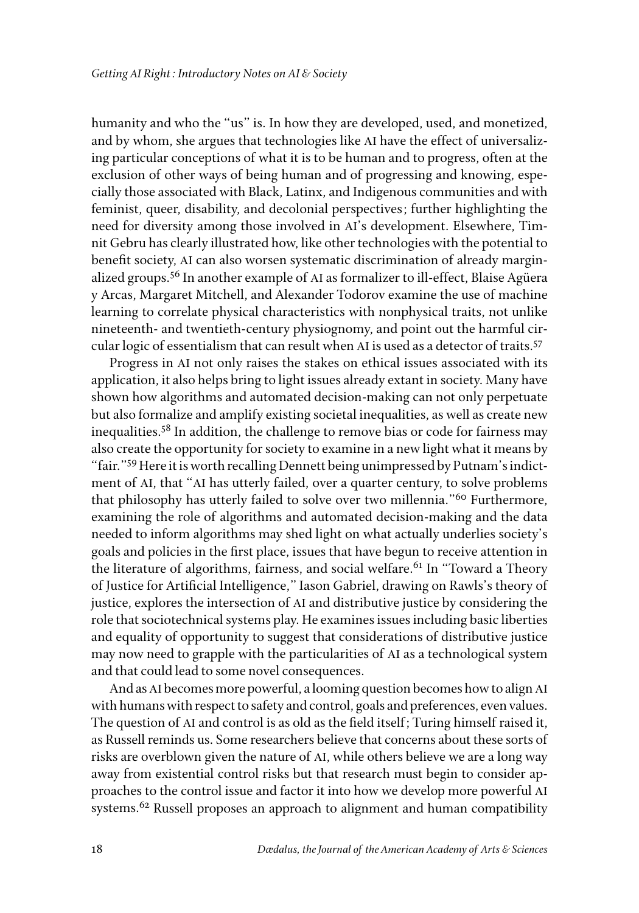humanity and who the "us" is. In how they are developed, used, and monetized, and by whom, she argues that technologies like AI have the effect of universalizing particular conceptions of what it is to be human and to progress, often at the exclusion of other ways of being human and of progressing and knowing, especially those associated with Black, Latinx, and Indigenous communities and with feminist, queer, disability, and decolonial perspectives; further highlighting the need for diversity among those involved in AI's development. Elsewhere, Timnit Gebru has clearly illustrated how, like other technologies with the potential to benefit society, AI can also worsen systematic discrimination of already marginalized groups.[56] In another example of AI as formalizer to ill-effect, Blaise Agüera y Arcas, Margaret Mitchell, and Alexander Todorov examine the use of machine learning to correlate physical characteristics with nonphysical traits, not unlike nineteenth- and twentieth-century physiognomy, and point out the harmful circular logic of essentialism that can result when AI is used as a detector of traits.[57]

Progress in AI not only raises the stakes on ethical issues associated with its application, it also helps bring to light issues already extant in society. Many have shown how algorithms and automated decision-making can not only perpetuate but also formalize and amplify existing societal inequalities, as well as create new inequalities.[58] In addition, the challenge to remove bias or code for fairness may also create the opportunity for society to examine in a new light what it means by "fair."[59] Here it is worth recalling Dennett being unimpressed by Putnam's indictment of AI, that "AI has utterly failed, over a quarter century, to solve problems that philosophy has utterly failed to solve over two millennia."[60] Furthermore, examining the role of algorithms and automated decision-making and the data needed to inform algorithms may shed light on what actually underlies society's goals and policies in the first place, issues that have begun to receive attention in the literature of algorithms, fairness, and social welfare.[61] In "Toward a Theory of Justice for Artificial Intelligence," Iason Gabriel, drawing on Rawls's theory of justice, explores the intersection of AI and distributive justice by considering the role that sociotechnical systems play. He examines issues including basic liberties and equality of opportunity to suggest that considerations of distributive justice may now need to grapple with the particularities of AI as a technological system and that could lead to some novel consequences.

And as AI becomes more powerful, a looming question becomes how to align AI with humans with respect to safety and control, goals and preferences, even values. The question of AI and control is as old as the field itself; Turing himself raised it, as Russell reminds us. Some researchers believe that concerns about these sorts of risks are overblown given the nature of AI, while others believe we are a long way away from existential control risks but that research must begin to consider approaches to the control issue and factor it into how we develop more powerful AI systems.[62] Russell proposes an approach to alignment and human compatibility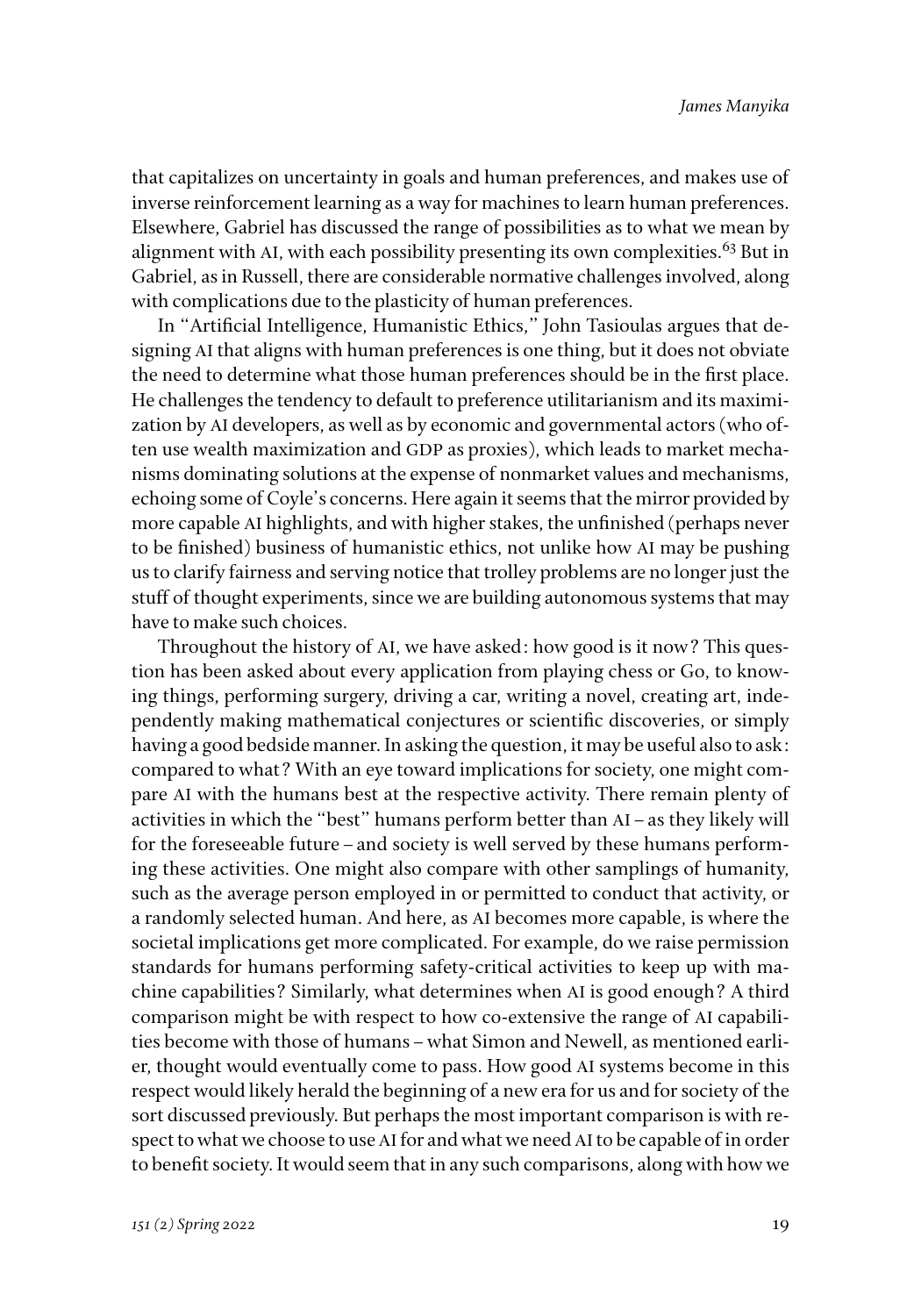that capitalizes on uncertainty in goals and human preferences, and makes use of inverse reinforcement learning as a way for machines to learn human preferences. Elsewhere, Gabriel has discussed the range of possibilities as to what we mean by alignment with AI, with each possibility presenting its own complexities.[63] But in Gabriel, as in Russell, there are considerable normative challenges involved, along with complications due to the plasticity of human preferences.

In "Artificial Intelligence, Humanistic Ethics," John Tasioulas argues that designing AI that aligns with human preferences is one thing, but it does not obviate the need to determine what those human preferences should be in the first place. He challenges the tendency to default to preference utilitarianism and its maximization by AI developers, as well as by economic and governmental actors (who often use wealth maximization and GDP as proxies), which leads to market mechanisms dominating solutions at the expense of nonmarket values and mechanisms, echoing some of Coyle's concerns. Here again it seems that the mirror provided by more capable AI highlights, and with higher stakes, the unfinished (perhaps never to be finished) business of humanistic ethics, not unlike how AI may be pushing us to clarify fairness and serving notice that trolley problems are no longer just the stuff of thought experiments, since we are building autonomous systems that may have to make such choices.

Throughout the history of AI, we have asked: how good is it now? This question has been asked about every application from playing chess or Go, to knowing things, performing surgery, driving a car, writing a novel, creating art, independently making mathematical conjectures or scientific discoveries, or simply having a good bedside manner. In asking the question, it may be useful also to ask: compared to what? With an eye toward implications for society, one might compare AI with the humans best at the respective activity. There remain plenty of activities in which the "best" humans perform better than AI – as they likely will for the foreseeable future – and society is well served by these humans performing these activities. One might also compare with other samplings of humanity, such as the average person employed in or permitted to conduct that activity, or a randomly selected human. And here, as AI becomes more capable, is where the societal implications get more complicated. For example, do we raise permission standards for humans performing safety-critical activities to keep up with machine capabilities? Similarly, what determines when AI is good enough? A third comparison might be with respect to how co-extensive the range of AI capabilities become with those of humans – what Simon and Newell, as mentioned earlier, thought would eventually come to pass. How good AI systems become in this respect would likely herald the beginning of a new era for us and for society of the sort discussed previously. But perhaps the most important comparison is with respect to what we choose to use AI for and what we need AI to be capable of in order to benefit society. It would seem that in any such comparisons, along with how we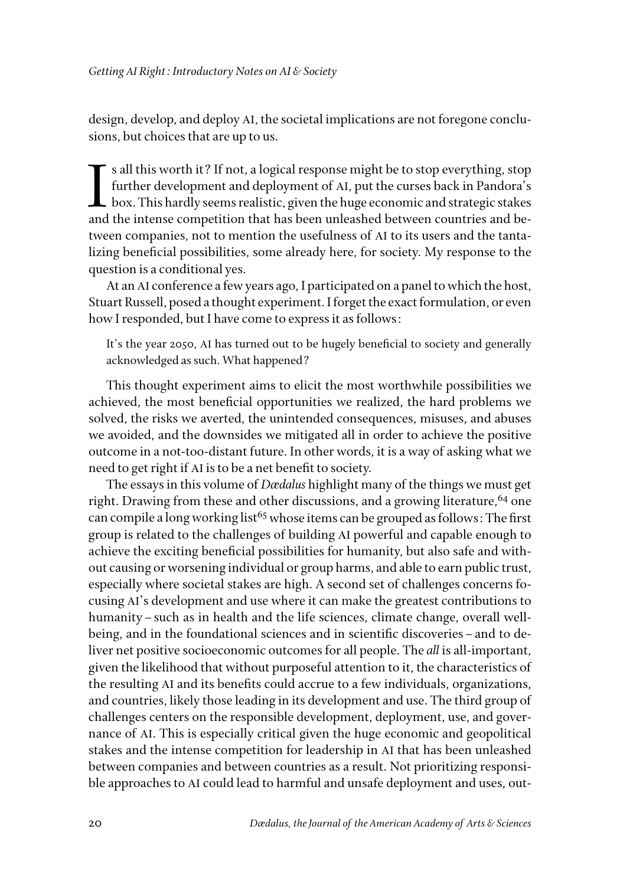design, develop, and deploy AI, the societal implications are not foregone conclusions, but choices that are up to us.

Is all this worth it? If not, a logical response might be to stop everything, stop further development and deployment of AI, put the curses back in Pandora's box. This hardly seems realistic, given the huge economic and strategic stakes and the intense competition that has been unleashed between countries and between companies, not to mention the usefulness of AI to its users and the tantalizing beneficial possibilities, some already here, for society. My response to the question is a conditional yes.

At an AI conference a few years ago, I participated on a panel to which the host, Stuart Russell, posed a thought experiment. I forget the exact formulation, or even how I responded, but I have come to express it as follows:

> It's the year 2050, AI has turned out to be hugely beneficial to society and generally acknowledged as such. What happened?

This thought experiment aims to elicit the most worthwhile possibilities we achieved, the most beneficial opportunities we realized, the hard problems we solved, the risks we averted, the unintended consequences, misuses, and abuses we avoided, and the downsides we mitigated all in order to achieve the positive outcome in a not-too-distant future. In other words, it is a way of asking what we need to get right if AI is to be a net benefit to society.

The essays in this volume of *Dædalus* highlight many of the things we must get right. Drawing from these and other discussions, and a growing literature,[64] one can compile a long working list[65] whose items can be grouped as follows: The first group is related to the challenges of building AI powerful and capable enough to achieve the exciting beneficial possibilities for humanity, but also safe and without causing or worsening individual or group harms, and able to earn public trust, especially where societal stakes are high. A second set of challenges concerns focusing AI's development and use where it can make the greatest contributions to humanity – such as in health and the life sciences, climate change, overall well-being, and in the foundational sciences and in scientific discoveries – and to deliver net positive socioeconomic outcomes for all people. The *all* is all-important, given the likelihood that without purposeful attention to it, the characteristics of the resulting AI and its benefits could accrue to a few individuals, organizations, and countries, likely those leading in its development and use. The third group of challenges centers on the responsible development, deployment, use, and governance of AI. This is especially critical given the huge economic and geopolitical stakes and the intense competition for leadership in AI that has been unleashed between companies and between countries as a result. Not prioritizing responsible approaches to AI could lead to harmful and unsafe deployment and uses, out-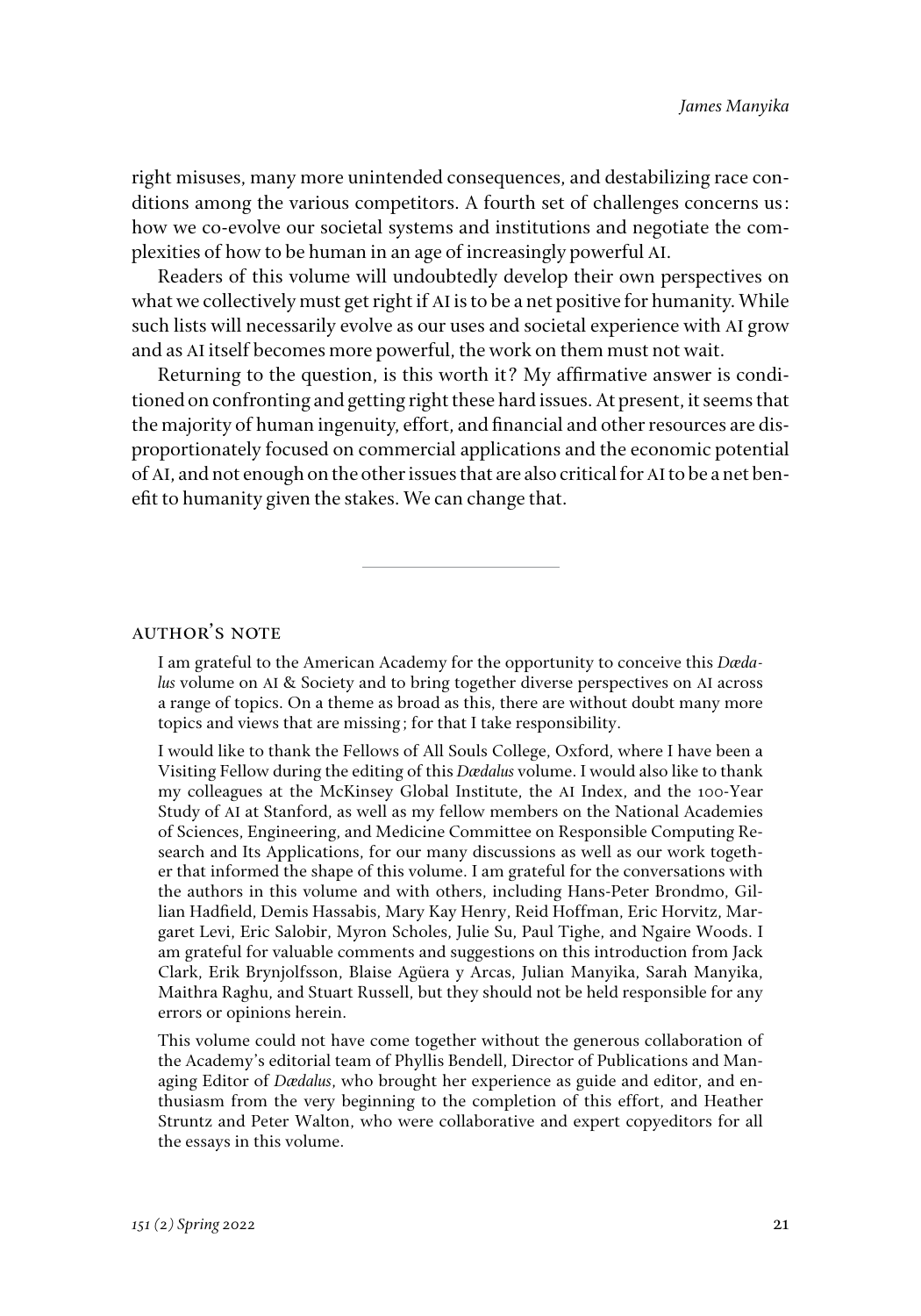right misuses, many more unintended consequences, and destabilizing race conditions among the various competitors. A fourth set of challenges concerns us: how we co-evolve our societal systems and institutions and negotiate the complexities of how to be human in an age of increasingly powerful AI.

Readers of this volume will undoubtedly develop their own perspectives on what we collectively must get right if AI is to be a net positive for humanity. While such lists will necessarily evolve as our uses and societal experience with AI grow and as AI itself becomes more powerful, the work on them must not wait.

Returning to the question, is this worth it? My affirmative answer is conditioned on confronting and getting right these hard issues. At present, it seems that the majority of human ingenuity, effort, and financial and other resources are disproportionately focused on commercial applications and the economic potential of AI, and not enough on the other issues that are also critical for AI to be a net benefit to humanity given the stakes. We can change that.

---

## AUTHOR'S NOTE

I am grateful to the American Academy for the opportunity to conceive this *Dædalus* volume on AI & Society and to bring together diverse perspectives on AI across a range of topics. On a theme as broad as this, there are without doubt many more topics and views that are missing; for that I take responsibility.

I would like to thank the Fellows of All Souls College, Oxford, where I have been a Visiting Fellow during the editing of this *Dædalus* volume. I would also like to thank my colleagues at the McKinsey Global Institute, the AI Index, and the 100-Year Study of AI at Stanford, as well as my fellow members on the National Academies of Sciences, Engineering, and Medicine Committee on Responsible Computing Research and Its Applications, for our many discussions as well as our work together that informed the shape of this volume. I am grateful for the conversations with the authors in this volume and with others, including Hans-Peter Brondmo, Gillian Hadfield, Demis Hassabis, Mary Kay Henry, Reid Hoffman, Eric Horvitz, Margaret Levi, Eric Salobir, Myron Scholes, Julie Su, Paul Tighe, and Ngaire Woods. I am grateful for valuable comments and suggestions on this introduction from Jack Clark, Erik Brynjolfsson, Blaise Agüera y Arcas, Julian Manyika, Sarah Manyika, Maithra Raghu, and Stuart Russell, but they should not be held responsible for any errors or opinions herein.

This volume could not have come together without the generous collaboration of the Academy's editorial team of Phyllis Bendell, Director of Publications and Managing Editor of *Dædalus*, who brought her experience as guide and editor, and enthusiasm from the very beginning to the completion of this effort, and Heather Struntz and Peter Walton, who were collaborative and expert copyeditors for all the essays in this volume.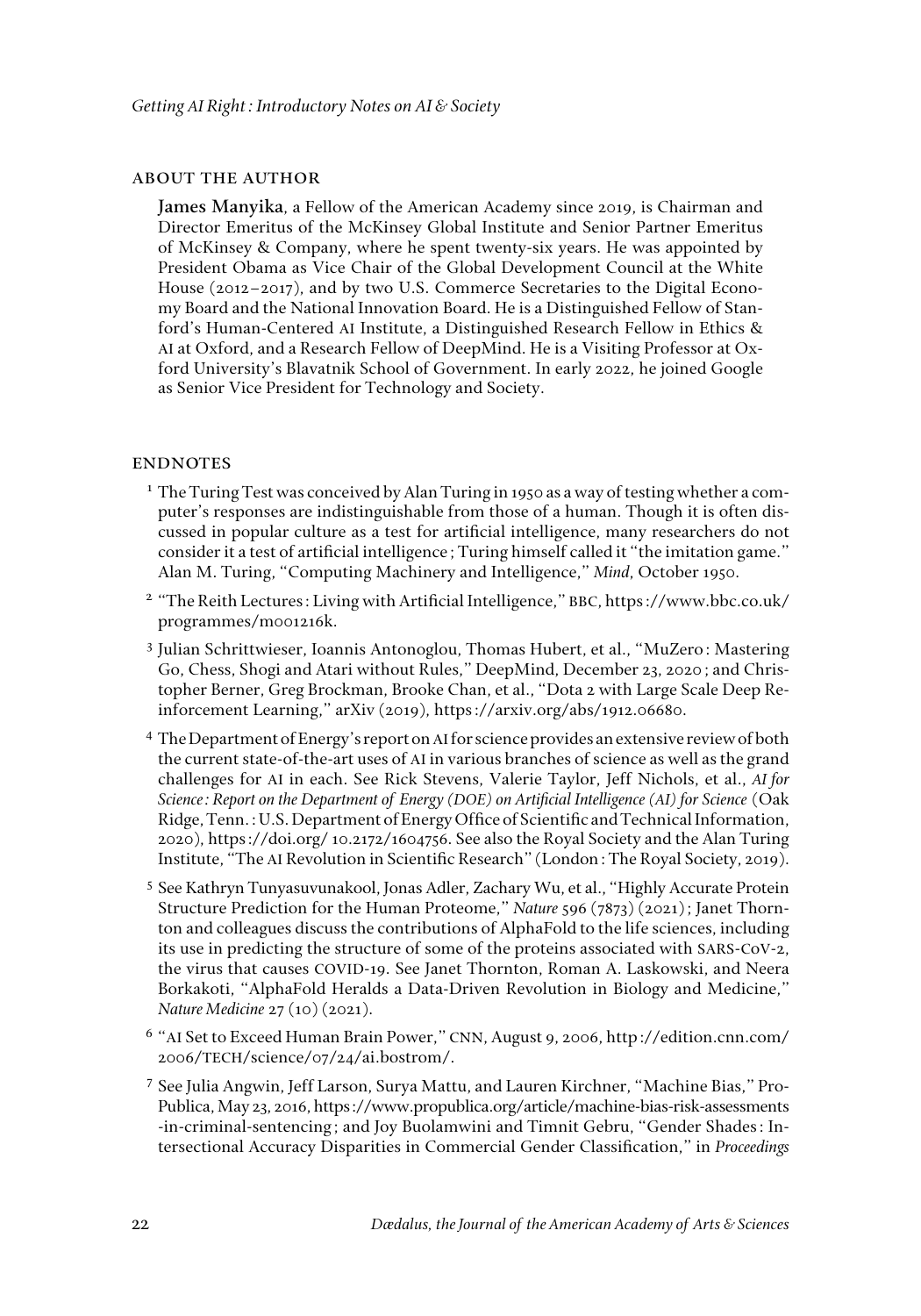## About the Author

**James Manyika**, a Fellow of the American Academy since 2019, is Chairman and Director Emeritus of the McKinsey Global Institute and Senior Partner Emeritus of McKinsey & Company, where he spent twenty-six years. He was appointed by President Obama as Vice Chair of the Global Development Council at the White House (2012–2017), and by two U.S. Commerce Secretaries to the Digital Economy Board and the National Innovation Board. He is a Distinguished Fellow of Stanford's Human-Centered AI Institute, a Distinguished Research Fellow in Ethics & AI at Oxford, and a Research Fellow of DeepMind. He is a Visiting Professor at Oxford University's Blavatnik School of Government. In early 2022, he joined Google as Senior Vice President for Technology and Society.

## Endnotes

[1] The Turing Test was conceived by Alan Turing in 1950 as a way of testing whether a computer's responses are indistinguishable from those of a human. Though it is often discussed in popular culture as a test for artificial intelligence, many researchers do not consider it a test of artificial intelligence; Turing himself called it "the imitation game." Alan M. Turing, "Computing Machinery and Intelligence," *Mind*, October 1950.

[2] "The Reith Lectures: Living with Artificial Intelligence," BBC, https://www.bbc.co.uk/programmes/m001216k.

[3] Julian Schrittwieser, Ioannis Antonoglou, Thomas Hubert, et al., "MuZero: Mastering Go, Chess, Shogi and Atari without Rules," DeepMind, December 23, 2020; and Christopher Berner, Greg Brockman, Brooke Chan, et al., "Dota 2 with Large Scale Deep Reinforcement Learning," arXiv (2019), https://arxiv.org/abs/1912.06680.

[4] The Department of Energy's report on AI for science provides an extensive review of both the current state-of-the-art uses of AI in various branches of science as well as the grand challenges for AI in each. See Rick Stevens, Valerie Taylor, Jeff Nichols, et al., *AI for Science: Report on the Department of Energy (DOE) on Artificial Intelligence (AI) for Science* (Oak Ridge, Tenn.: U.S. Department of Energy Office of Scientific and Technical Information, 2020), https://doi.org/10.2172/1604756. See also the Royal Society and the Alan Turing Institute, "The AI Revolution in Scientific Research" (London: The Royal Society, 2019).

[5] See Kathryn Tunyasuvunakool, Jonas Adler, Zachary Wu, et al., "Highly Accurate Protein Structure Prediction for the Human Proteome," *Nature* 596 (7873) (2021); Janet Thornton and colleagues discuss the contributions of AlphaFold to the life sciences, including its use in predicting the structure of some of the proteins associated with SARS-CoV-2, the virus that causes COVID-19. See Janet Thornton, Roman A. Laskowski, and Neera Borkakoti, "AlphaFold Heralds a Data-Driven Revolution in Biology and Medicine," *Nature Medicine* 27 (10) (2021).

[6] "AI Set to Exceed Human Brain Power," CNN, August 9, 2006, http://edition.cnn.com/2006/TECH/science/07/24/ai.bostrom/.

[7] See Julia Angwin, Jeff Larson, Surya Mattu, and Lauren Kirchner, "Machine Bias," ProPublica, May 23, 2016, https://www.propublica.org/article/machine-bias-risk-assessments-in-criminal-sentencing; and Joy Buolamwini and Timnit Gebru, "Gender Shades: Intersectional Accuracy Disparities in Commercial Gender Classification," in *Proceedings*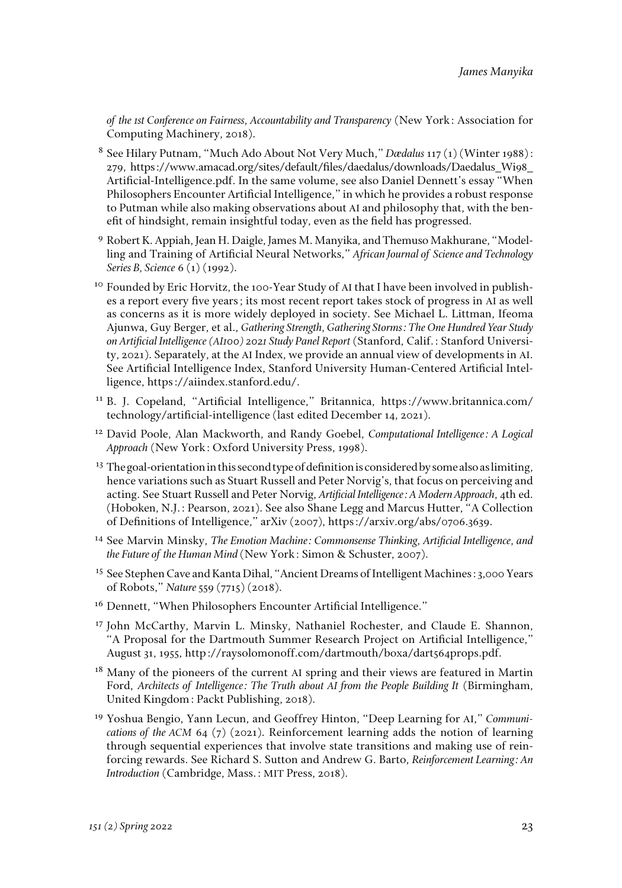*of the 1st Conference on Fairness, Accountability and Transparency* (New York: Association for Computing Machinery, 2018).

[8] See Hilary Putnam, "Much Ado About Not Very Much," *Dædalus* 117 (1) (Winter 1988): 279, https://www.amacad.org/sites/default/files/daedalus/downloads/Daedalus_Wi98_Artificial-Intelligence.pdf. In the same volume, see also Daniel Dennett's essay "When Philosophers Encounter Artificial Intelligence," in which he provides a robust response to Putman while also making observations about AI and philosophy that, with the benefit of hindsight, remain insightful today, even as the field has progressed.

[9] Robert K. Appiah, Jean H. Daigle, James M. Manyika, and Themuso Makhurane, "Modelling and Training of Artificial Neural Networks," *African Journal of Science and Technology Series B, Science* 6 (1) (1992).

[10] Founded by Eric Horvitz, the 100-Year Study of AI that I have been involved in publishes a report every five years; its most recent report takes stock of progress in AI as well as concerns as it is more widely deployed in society. See Michael L. Littman, Ifeoma Ajunwa, Guy Berger, et al., *Gathering Strength, Gathering Storms: The One Hundred Year Study on Artificial Intelligence (AI100) 2021 Study Panel Report* (Stanford, Calif.: Stanford University, 2021). Separately, at the AI Index, we provide an annual view of developments in AI. See Artificial Intelligence Index, Stanford University Human-Centered Artificial Intelligence, https://aiindex.stanford.edu/.

[11] B. J. Copeland, "Artificial Intelligence," Britannica, https://www.britannica.com/technology/artificial-intelligence (last edited December 14, 2021).

[12] David Poole, Alan Mackworth, and Randy Goebel, *Computational Intelligence: A Logical Approach* (New York: Oxford University Press, 1998).

[13] The goal-orientation in this second type of definition is considered by some also as limiting, hence variations such as Stuart Russell and Peter Norvig's, that focus on perceiving and acting. See Stuart Russell and Peter Norvig, *Artificial Intelligence: A Modern Approach*, 4th ed. (Hoboken, N.J.: Pearson, 2021). See also Shane Legg and Marcus Hutter, "A Collection of Definitions of Intelligence," arXiv (2007), https://arxiv.org/abs/0706.3639.

[14] See Marvin Minsky, *The Emotion Machine: Commonsense Thinking, Artificial Intelligence, and the Future of the Human Mind* (New York: Simon & Schuster, 2007).

[15] See Stephen Cave and Kanta Dihal, "Ancient Dreams of Intelligent Machines: 3,000 Years of Robots," *Nature* 559 (7715) (2018).

[16] Dennett, "When Philosophers Encounter Artificial Intelligence."

[17] John McCarthy, Marvin L. Minsky, Nathaniel Rochester, and Claude E. Shannon, "A Proposal for the Dartmouth Summer Research Project on Artificial Intelligence," August 31, 1955, http://raysolomonoff.com/dartmouth/boxa/dart564props.pdf.

[18] Many of the pioneers of the current AI spring and their views are featured in Martin Ford, *Architects of Intelligence: The Truth about AI from the People Building It* (Birmingham, United Kingdom: Packt Publishing, 2018).

[19] Yoshua Bengio, Yann Lecun, and Geoffrey Hinton, "Deep Learning for AI," *Communications of the ACM* 64 (7) (2021). Reinforcement learning adds the notion of learning through sequential experiences that involve state transitions and making use of reinforcing rewards. See Richard S. Sutton and Andrew G. Barto, *Reinforcement Learning: An Introduction* (Cambridge, Mass.: MIT Press, 2018).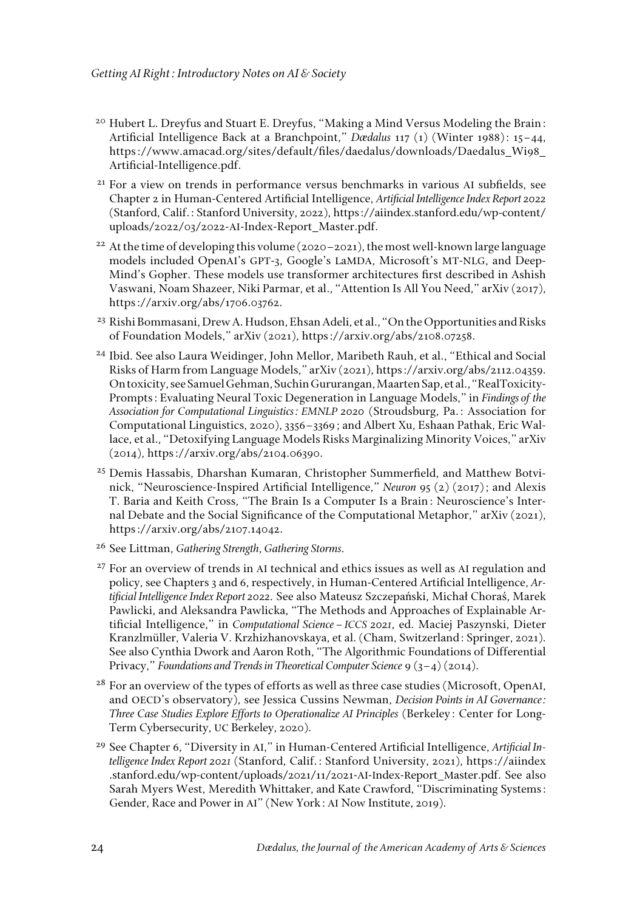[20] Hubert L. Dreyfus and Stuart E. Dreyfus, "Making a Mind Versus Modeling the Brain: Artificial Intelligence Back at a Branchpoint," *Dædalus* 117 (1) (Winter 1988): 15–44, https://www.amacad.org/sites/default/files/daedalus/downloads/Daedalus_Wi98_Artificial-Intelligence.pdf.

[21] For a view on trends in performance versus benchmarks in various AI subfields, see Chapter 2 in Human-Centered Artificial Intelligence, *Artificial Intelligence Index Report 2022* (Stanford, Calif.: Stanford University, 2022), https://aiindex.stanford.edu/wp-content/uploads/2022/03/2022-AI-Index-Report_Master.pdf.

[22] At the time of developing this volume (2020–2021), the most well-known large language models included OpenAI's GPT-3, Google's LaMDA, Microsoft's MT-NLG, and DeepMind's Gopher. These models use transformer architectures first described in Ashish Vaswani, Noam Shazeer, Niki Parmar, et al., "Attention Is All You Need," arXiv (2017), https://arxiv.org/abs/1706.03762.

[23] Rishi Bommasani, Drew A. Hudson, Ehsan Adeli, et al., "On the Opportunities and Risks of Foundation Models," arXiv (2021), https://arxiv.org/abs/2108.07258.

[24] Ibid. See also Laura Weidinger, John Mellor, Maribeth Rauh, et al., "Ethical and Social Risks of Harm from Language Models," arXiv (2021), https://arxiv.org/abs/2112.04359. On toxicity, see Samuel Gehman, Suchin Gururangan, Maarten Sap, et al., "RealToxicityPrompts: Evaluating Neural Toxic Degeneration in Language Models," in *Findings of the Association for Computational Linguistics: EMNLP 2020* (Stroudsburg, Pa.: Association for Computational Linguistics, 2020), 3356–3369; and Albert Xu, Eshaan Pathak, Eric Wallace, et al., "Detoxifying Language Models Risks Marginalizing Minority Voices," arXiv (2014), https://arxiv.org/abs/2104.06390.

[25] Demis Hassabis, Dharshan Kumaran, Christopher Summerfield, and Matthew Botvinick, "Neuroscience-Inspired Artificial Intelligence," *Neuron* 95 (2) (2017); and Alexis T. Baria and Keith Cross, "The Brain Is a Computer Is a Brain: Neuroscience's Internal Debate and the Social Significance of the Computational Metaphor," arXiv (2021), https://arxiv.org/abs/2107.14042.

[26] See Littman, *Gathering Strength, Gathering Storms*.

[27] For an overview of trends in AI technical and ethics issues as well as AI regulation and policy, see Chapters 3 and 6, respectively, in Human-Centered Artificial Intelligence, *Artificial Intelligence Index Report 2022*. See also Mateusz Szczepański, Michał Choraś, Marek Pawlicki, and Aleksandra Pawlicka, "The Methods and Approaches of Explainable Artificial Intelligence," in *Computational Science – ICCS 2021*, ed. Maciej Paszynski, Dieter Kranzlmüller, Valeria V. Krzhizhanovskaya, et al. (Cham, Switzerland: Springer, 2021). See also Cynthia Dwork and Aaron Roth, "The Algorithmic Foundations of Differential Privacy," *Foundations and Trends in Theoretical Computer Science* 9 (3–4) (2014).

[28] For an overview of the types of efforts as well as three case studies (Microsoft, OpenAI, and OECD's observatory), see Jessica Cussins Newman, *Decision Points in AI Governance: Three Case Studies Explore Efforts to Operationalize AI Principles* (Berkeley: Center for Long-Term Cybersecurity, UC Berkeley, 2020).

[29] See Chapter 6, "Diversity in AI," in Human-Centered Artificial Intelligence, *Artificial Intelligence Index Report 2021* (Stanford, Calif.: Stanford University, 2021), https://aiindex.stanford.edu/wp-content/uploads/2021/11/2021-AI-Index-Report_Master.pdf. See also Sarah Myers West, Meredith Whittaker, and Kate Crawford, "Discriminating Systems: Gender, Race and Power in AI" (New York: AI Now Institute, 2019).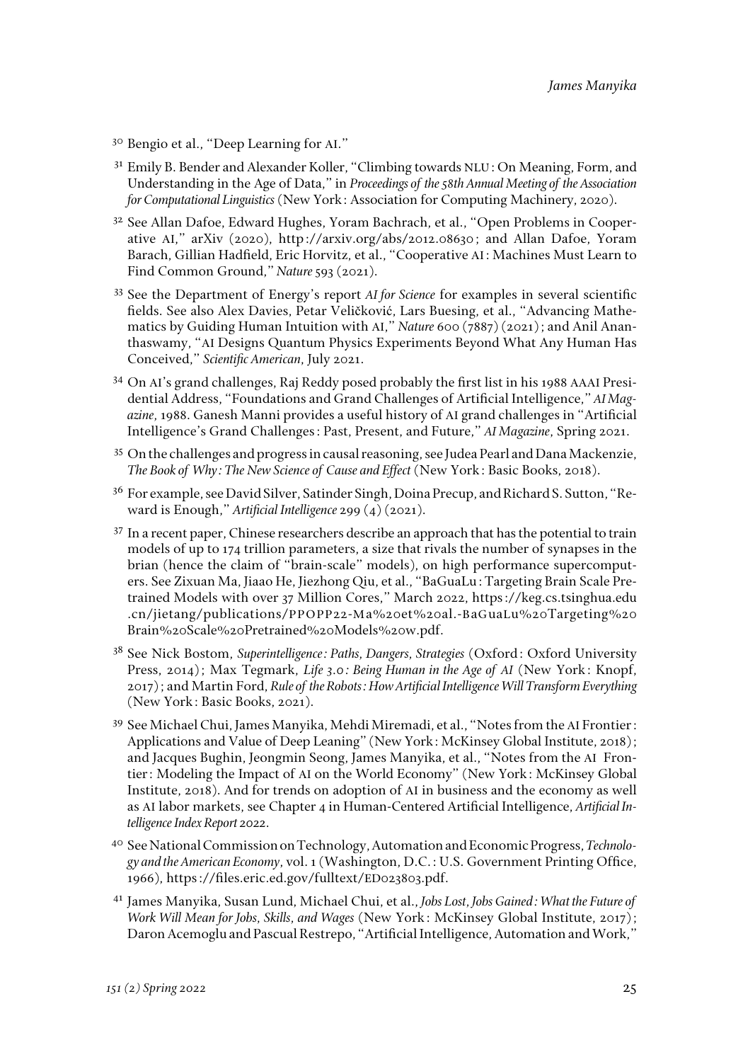30 Bengio et al., "Deep Learning for AI."

31 Emily B. Bender and Alexander Koller, "Climbing towards NLU: On Meaning, Form, and Understanding in the Age of Data," in *Proceedings of the 58th Annual Meeting of the Association for Computational Linguistics* (New York: Association for Computing Machinery, 2020).

32 See Allan Dafoe, Edward Hughes, Yoram Bachrach, et al., "Open Problems in Cooperative AI," arXiv (2020), http://arxiv.org/abs/2012.08630; and Allan Dafoe, Yoram Barach, Gillian Hadfield, Eric Horvitz, et al., "Cooperative AI: Machines Must Learn to Find Common Ground," *Nature* 593 (2021).

33 See the Department of Energy's report *AI for Science* for examples in several scientific fields. See also Alex Davies, Petar Veličković, Lars Buesing, et al., "Advancing Mathematics by Guiding Human Intuition with AI," *Nature* 600 (7887) (2021); and Anil Ananthaswamy, "AI Designs Quantum Physics Experiments Beyond What Any Human Has Conceived," *Scientific American*, July 2021.

34 On AI's grand challenges, Raj Reddy posed probably the first list in his 1988 AAAI Presidential Address, "Foundations and Grand Challenges of Artificial Intelligence," *AI Magazine*, 1988. Ganesh Manni provides a useful history of AI grand challenges in "Artificial Intelligence's Grand Challenges: Past, Present, and Future," *AI Magazine*, Spring 2021.

35 On the challenges and progress in causal reasoning, see Judea Pearl and Dana Mackenzie, *The Book of Why: The New Science of Cause and Effect* (New York: Basic Books, 2018).

36 For example, see David Silver, Satinder Singh, Doina Precup, and Richard S. Sutton, "Reward is Enough," *Artificial Intelligence* 299 (4) (2021).

37 In a recent paper, Chinese researchers describe an approach that has the potential to train models of up to 174 trillion parameters, a size that rivals the number of synapses in the brian (hence the claim of "brain-scale" models), on high performance supercomputers. See Zixuan Ma, Jiaao He, Jiezhong Qiu, et al., "BaGuaLu: Targeting Brain Scale Pretrained Models with over 37 Million Cores," March 2022, https://keg.cs.tsinghua.edu.cn/jietang/publications/PPOPP22-Ma%20et%20al.-BaGuaLu%20Targeting%20Brain%20Scale%20Pretrained%20Models%20w.pdf.

38 See Nick Bostom, *Superintelligence: Paths, Dangers, Strategies* (Oxford: Oxford University Press, 2014); Max Tegmark, *Life 3.0: Being Human in the Age of AI* (New York: Knopf, 2017); and Martin Ford, *Rule of the Robots: How Artificial Intelligence Will Transform Everything* (New York: Basic Books, 2021).

39 See Michael Chui, James Manyika, Mehdi Miremadi, et al., "Notes from the AI Frontier: Applications and Value of Deep Leaning" (New York: McKinsey Global Institute, 2018); and Jacques Bughin, Jeongmin Seong, James Manyika, et al., "Notes from the AI Frontier: Modeling the Impact of AI on the World Economy" (New York: McKinsey Global Institute, 2018). And for trends on adoption of AI in business and the economy as well as AI labor markets, see Chapter 4 in Human-Centered Artificial Intelligence, *Artificial Intelligence Index Report 2022*.

40 See National Commission on Technology, Automation and Economic Progress, *Technology and the American Economy*, vol. 1 (Washington, D.C.: U.S. Government Printing Office, 1966), https://files.eric.ed.gov/fulltext/ED023803.pdf.

41 James Manyika, Susan Lund, Michael Chui, et al., *Jobs Lost, Jobs Gained: What the Future of Work Will Mean for Jobs, Skills, and Wages* (New York: McKinsey Global Institute, 2017); Daron Acemoglu and Pascual Restrepo, "Artificial Intelligence, Automation and Work,"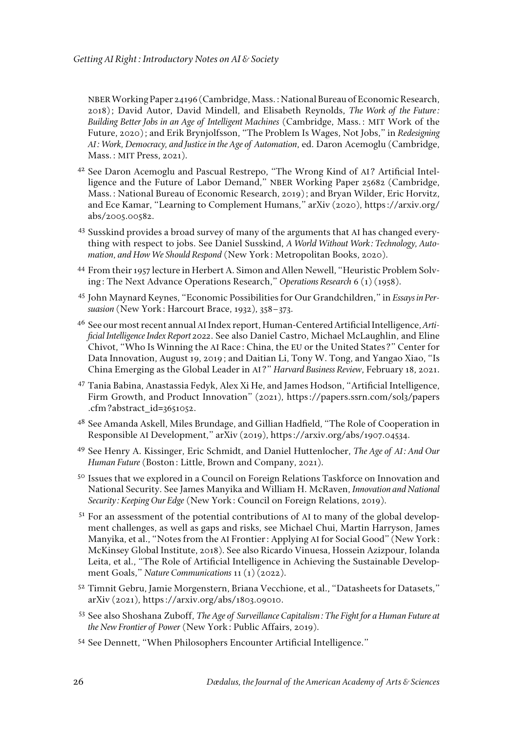NBER Working Paper 24196 (Cambridge, Mass.: National Bureau of Economic Research, 2018); David Autor, David Mindell, and Elisabeth Reynolds, *The Work of the Future: Building Better Jobs in an Age of Intelligent Machines* (Cambridge, Mass.: MIT Work of the Future, 2020); and Erik Brynjolfsson, "The Problem Is Wages, Not Jobs," in *Redesigning AI: Work, Democracy, and Justice in the Age of Automation*, ed. Daron Acemoglu (Cambridge, Mass.: MIT Press, 2021).

[42] See Daron Acemoglu and Pascual Restrepo, "The Wrong Kind of AI? Artificial Intelligence and the Future of Labor Demand," NBER Working Paper 25682 (Cambridge, Mass.: National Bureau of Economic Research, 2019); and Bryan Wilder, Eric Horvitz, and Ece Kamar, "Learning to Complement Humans," arXiv (2020), https://arxiv.org/abs/2005.00582.

[43] Susskind provides a broad survey of many of the arguments that AI has changed everything with respect to jobs. See Daniel Susskind, *A World Without Work: Technology, Automation, and How We Should Respond* (New York: Metropolitan Books, 2020).

[44] From their 1957 lecture in Herbert A. Simon and Allen Newell, "Heuristic Problem Solving: The Next Advance Operations Research," *Operations Research* 6 (1) (1958).

[45] John Maynard Keynes, "Economic Possibilities for Our Grandchildren," in *Essays in Persuasion* (New York: Harcourt Brace, 1932), 358–373.

[46] See our most recent annual AI Index report, Human-Centered Artificial Intelligence, *Artificial Intelligence Index Report 2022*. See also Daniel Castro, Michael McLaughlin, and Eline Chivot, "Who Is Winning the AI Race: China, the EU or the United States?" Center for Data Innovation, August 19, 2019; and Daitian Li, Tony W. Tong, and Yangao Xiao, "Is China Emerging as the Global Leader in AI?" *Harvard Business Review*, February 18, 2021.

[47] Tania Babina, Anastassia Fedyk, Alex Xi He, and James Hodson, "Artificial Intelligence, Firm Growth, and Product Innovation" (2021), https://papers.ssrn.com/sol3/papers.cfm?abstract_id=3651052.

[48] See Amanda Askell, Miles Brundage, and Gillian Hadfield, "The Role of Cooperation in Responsible AI Development," arXiv (2019), https://arxiv.org/abs/1907.04534.

[49] See Henry A. Kissinger, Eric Schmidt, and Daniel Huttenlocher, *The Age of AI: And Our Human Future* (Boston: Little, Brown and Company, 2021).

[50] Issues that we explored in a Council on Foreign Relations Taskforce on Innovation and National Security. See James Manyika and William H. McRaven, *Innovation and National Security: Keeping Our Edge* (New York: Council on Foreign Relations, 2019).

[51] For an assessment of the potential contributions of AI to many of the global development challenges, as well as gaps and risks, see Michael Chui, Martin Harryson, James Manyika, et al., "Notes from the AI Frontier: Applying AI for Social Good" (New York: McKinsey Global Institute, 2018). See also Ricardo Vinuesa, Hossein Azizpour, Iolanda Leita, et al., "The Role of Artificial Intelligence in Achieving the Sustainable Development Goals," *Nature Communications* 11 (1) (2022).

[52] Timnit Gebru, Jamie Morgenstern, Briana Vecchione, et al., "Datasheets for Datasets," arXiv (2021), https://arxiv.org/abs/1803.09010.

[53] See also Shoshana Zuboff, *The Age of Surveillance Capitalism: The Fight for a Human Future at the New Frontier of Power* (New York: Public Affairs, 2019).

[54] See Dennett, "When Philosophers Encounter Artificial Intelligence."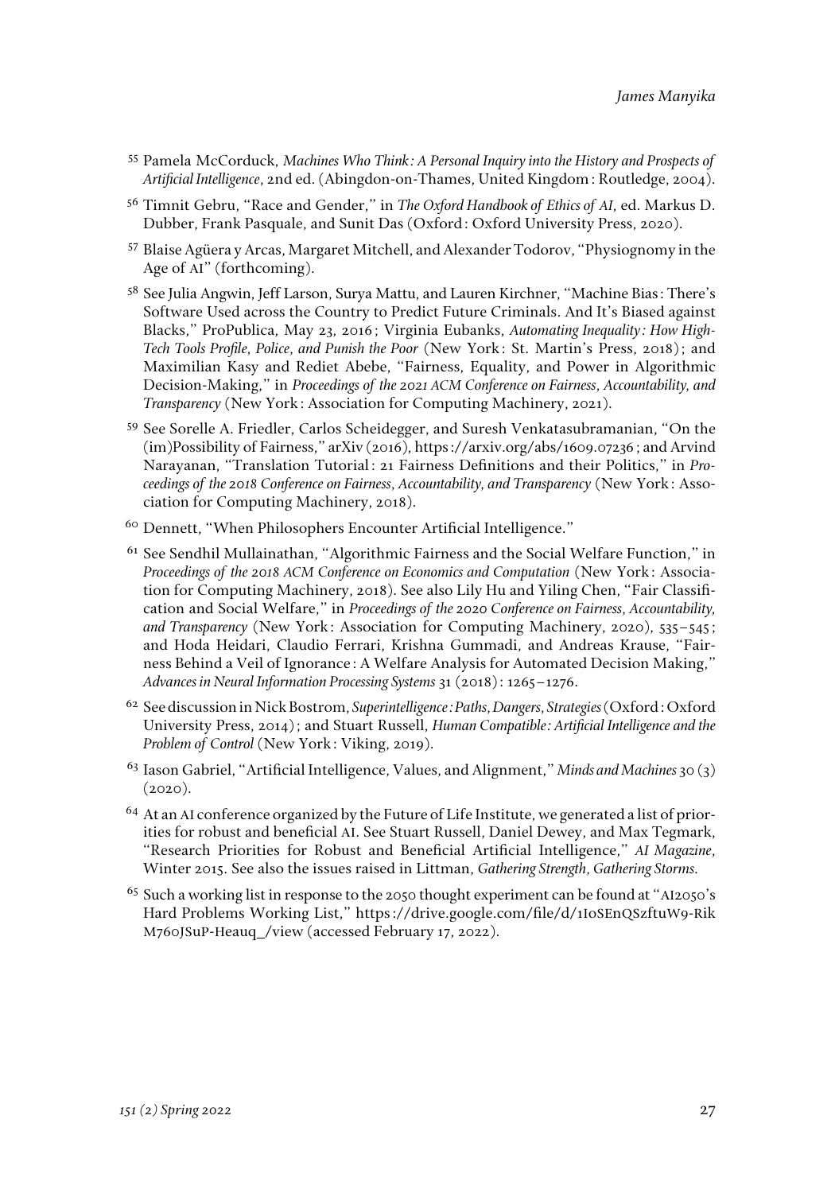[55] Pamela McCorduck, *Machines Who Think: A Personal Inquiry into the History and Prospects of Artificial Intelligence*, 2nd ed. (Abingdon-on-Thames, United Kingdom: Routledge, 2004).

[56] Timnit Gebru, "Race and Gender," in *The Oxford Handbook of Ethics of AI*, ed. Markus D. Dubber, Frank Pasquale, and Sunit Das (Oxford: Oxford University Press, 2020).

[57] Blaise Agüera y Arcas, Margaret Mitchell, and Alexander Todorov, "Physiognomy in the Age of AI" (forthcoming).

[58] See Julia Angwin, Jeff Larson, Surya Mattu, and Lauren Kirchner, "Machine Bias: There's Software Used across the Country to Predict Future Criminals. And It's Biased against Blacks," ProPublica, May 23, 2016; Virginia Eubanks, *Automating Inequality: How High-Tech Tools Profile, Police, and Punish the Poor* (New York: St. Martin's Press, 2018); and Maximilian Kasy and Rediet Abebe, "Fairness, Equality, and Power in Algorithmic Decision-Making," in *Proceedings of the 2021 ACM Conference on Fairness, Accountability, and Transparency* (New York: Association for Computing Machinery, 2021).

[59] See Sorelle A. Friedler, Carlos Scheidegger, and Suresh Venkatasubramanian, "On the (im)Possibility of Fairness," arXiv (2016), https://arxiv.org/abs/1609.07236; and Arvind Narayanan, "Translation Tutorial: 21 Fairness Definitions and their Politics," in *Proceedings of the 2018 Conference on Fairness, Accountability, and Transparency* (New York: Association for Computing Machinery, 2018).

[60] Dennett, "When Philosophers Encounter Artificial Intelligence."

[61] See Sendhil Mullainathan, "Algorithmic Fairness and the Social Welfare Function," in *Proceedings of the 2018 ACM Conference on Economics and Computation* (New York: Association for Computing Machinery, 2018). See also Lily Hu and Yiling Chen, "Fair Classification and Social Welfare," in *Proceedings of the 2020 Conference on Fairness, Accountability, and Transparency* (New York: Association for Computing Machinery, 2020), 535–545; and Hoda Heidari, Claudio Ferrari, Krishna Gummadi, and Andreas Krause, "Fairness Behind a Veil of Ignorance: A Welfare Analysis for Automated Decision Making," *Advances in Neural Information Processing Systems* 31 (2018): 1265–1276.

[62] See discussion in Nick Bostrom, *Superintelligence: Paths, Dangers, Strategies* (Oxford: Oxford University Press, 2014); and Stuart Russell, *Human Compatible: Artificial Intelligence and the Problem of Control* (New York: Viking, 2019).

[63] Iason Gabriel, "Artificial Intelligence, Values, and Alignment," *Minds and Machines* 30 (3) (2020).

[64] At an AI conference organized by the Future of Life Institute, we generated a list of priorities for robust and beneficial AI. See Stuart Russell, Daniel Dewey, and Max Tegmark, "Research Priorities for Robust and Beneficial Artificial Intelligence," *AI Magazine*, Winter 2015. See also the issues raised in Littman, *Gathering Strength, Gathering Storms*.

[65] Such a working list in response to the 2050 thought experiment can be found at "AI2050's Hard Problems Working List," https://drive.google.com/file/d/1IoSEnQSzftuW9-RikM760JSuP-Heauq_/view (accessed February 17, 2022).